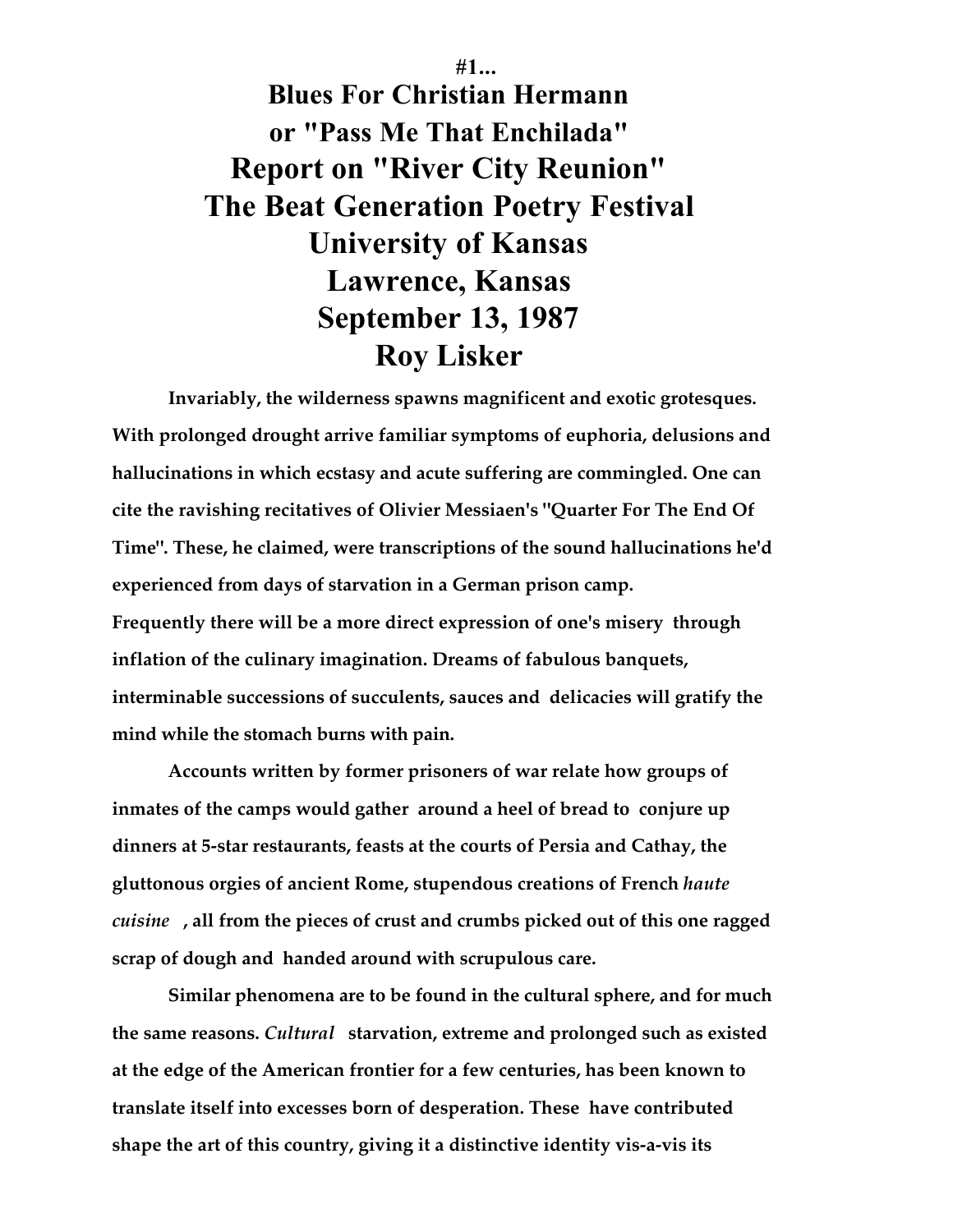#1...

# Blues For Christian Hermann
# or "Pass Me That Enchilada"
# Report on "River City Reunion"
# The Beat Generation Poetry Festival
# University of Kansas
# Lawrence, Kansas
# September 13, 1987
# Roy Lisker

**Invariably, the wilderness spawns magnificent and exotic grotesques. With prolonged drought arrive familiar symptoms of euphoria, delusions and hallucinations in which ecstasy and acute suffering are commingled. One can cite the ravishing recitatives of Olivier Messiaen's "Quarter For The End Of Time". These, he claimed, were transcriptions of the sound hallucinations he'd experienced from days of starvation in a German prison camp. Frequently there will be a more direct expression of one's misery through inflation of the culinary imagination. Dreams of fabulous banquets, interminable successions of succulents, sauces and delicacies will gratify the mind while the stomach burns with pain.**

**Accounts written by former prisoners of war relate how groups of inmates of the camps would gather around a heel of bread to conjure up dinners at 5-star restaurants, feasts at the courts of Persia and Cathay, the gluttonous orgies of ancient Rome, stupendous creations of French *haute cuisine*, all from the pieces of crust and crumbs picked out of this one ragged scrap of dough and handed around with scrupulous care.**

**Similar phenomena are to be found in the cultural sphere, and for much the same reasons. *Cultural* starvation, extreme and prolonged such as existed at the edge of the American frontier for a few centuries, has been known to translate itself into excesses born of desperation. These have contributed shape the art of this country, giving it a distinctive identity vis-a-vis its**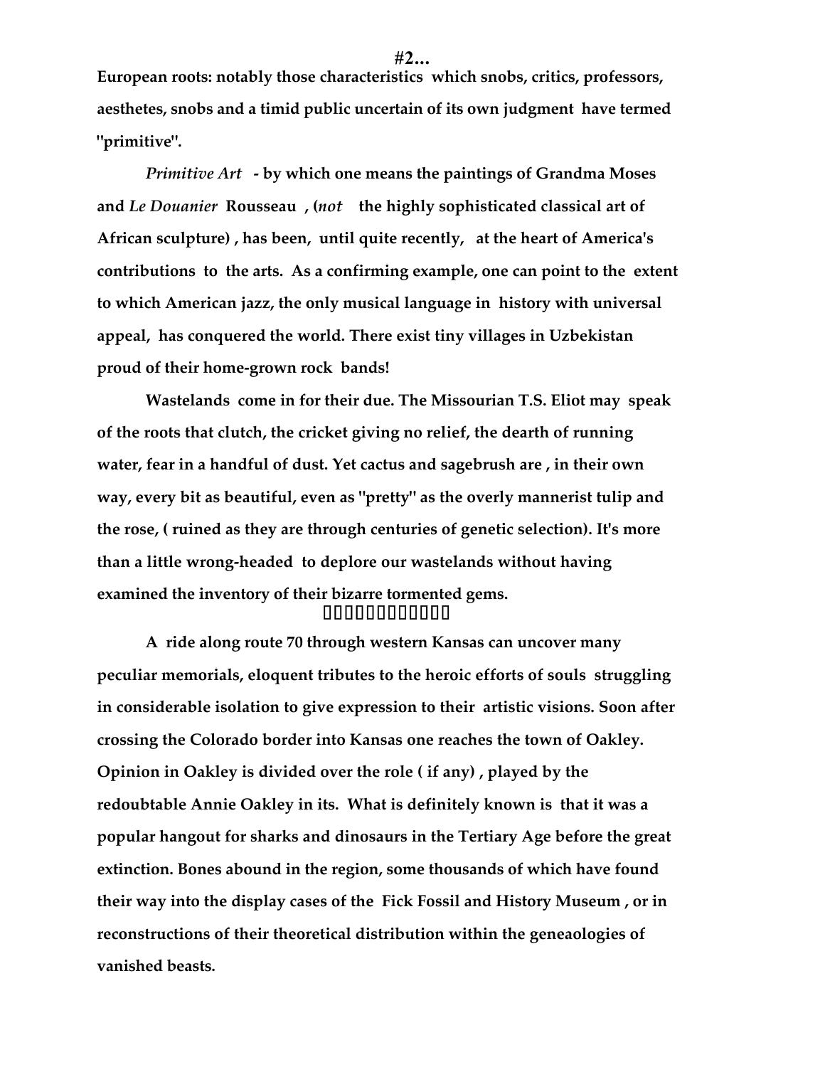**European roots: notably those characteristics which snobs, critics, professors, aesthetes, snobs and a timid public uncertain of its own judgment have termed "primitive".**

***Primitive Art*** **- by which one means the paintings of Grandma Moses and *Le Douanier* Rousseau , (*not* the highly sophisticated classical art of African sculpture) , has been, until quite recently, at the heart of America's contributions to the arts. As a confirming example, one can point to the extent to which American jazz, the only musical language in history with universal appeal, has conquered the world. There exist tiny villages in Uzbekistan proud of their home-grown rock bands!**

**Wastelands come in for their due. The Missourian T.S. Eliot may speak of the roots that clutch, the cricket giving no relief, the dearth of running water, fear in a handful of dust. Yet cactus and sagebrush are , in their own way, every bit as beautiful, even as "pretty" as the overly mannerist tulip and the rose, ( ruined as they are through centuries of genetic selection). It's more than a little wrong-headed to deplore our wastelands without having examined the inventory of their bizarre tormented gems.**

**A ride along route 70 through western Kansas can uncover many peculiar memorials, eloquent tributes to the heroic efforts of souls struggling in considerable isolation to give expression to their artistic visions. Soon after crossing the Colorado border into Kansas one reaches the town of Oakley. Opinion in Oakley is divided over the role ( if any) , played by the redoubtable Annie Oakley in its. What is definitely known is that it was a popular hangout for sharks and dinosaurs in the Tertiary Age before the great extinction. Bones abound in the region, some thousands of which have found their way into the display cases of the Fick Fossil and History Museum , or in reconstructions of their theoretical distribution within the geneaologies of vanished beasts.**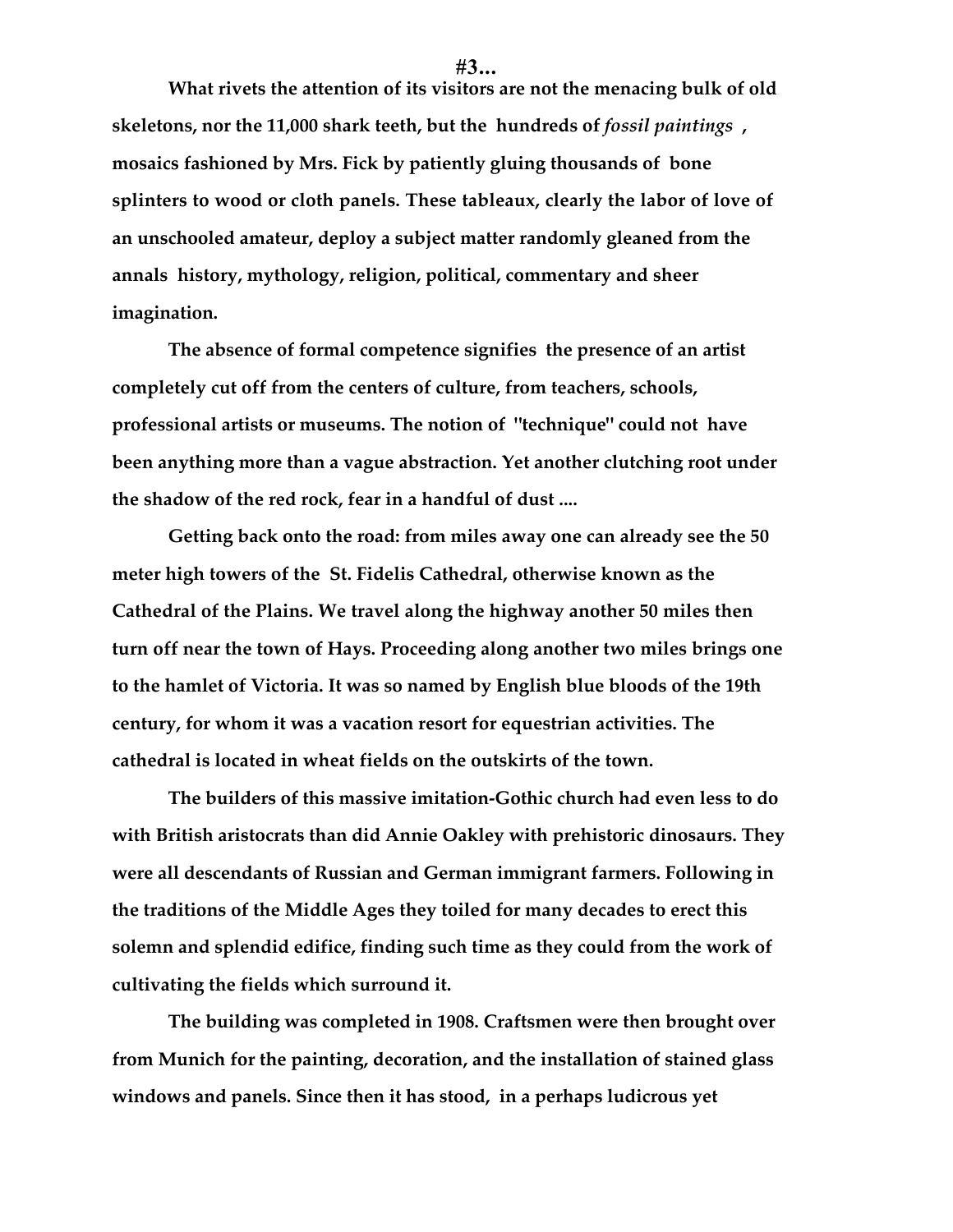**#3...**

**What rivets the attention of its visitors are not the menacing bulk of old skeletons, nor the 11,000 shark teeth, but the hundreds of *fossil paintings* , mosaics fashioned by Mrs. Fick by patiently gluing thousands of bone splinters to wood or cloth panels. These tableaux, clearly the labor of love of an unschooled amateur, deploy a subject matter randomly gleaned from the annals history, mythology, religion, political, commentary and sheer imagination.**

**The absence of formal competence signifies the presence of an artist completely cut off from the centers of culture, from teachers, schools, professional artists or museums. The notion of "technique" could not have been anything more than a vague abstraction. Yet another clutching root under the shadow of the red rock, fear in a handful of dust ....**

**Getting back onto the road: from miles away one can already see the 50 meter high towers of the St. Fidelis Cathedral, otherwise known as the Cathedral of the Plains. We travel along the highway another 50 miles then turn off near the town of Hays. Proceeding along another two miles brings one to the hamlet of Victoria. It was so named by English blue bloods of the 19th century, for whom it was a vacation resort for equestrian activities. The cathedral is located in wheat fields on the outskirts of the town.**

**The builders of this massive imitation-Gothic church had even less to do with British aristocrats than did Annie Oakley with prehistoric dinosaurs. They were all descendants of Russian and German immigrant farmers. Following in the traditions of the Middle Ages they toiled for many decades to erect this solemn and splendid edifice, finding such time as they could from the work of cultivating the fields which surround it.**

**The building was completed in 1908. Craftsmen were then brought over from Munich for the painting, decoration, and the installation of stained glass windows and panels. Since then it has stood, in a perhaps ludicrous yet**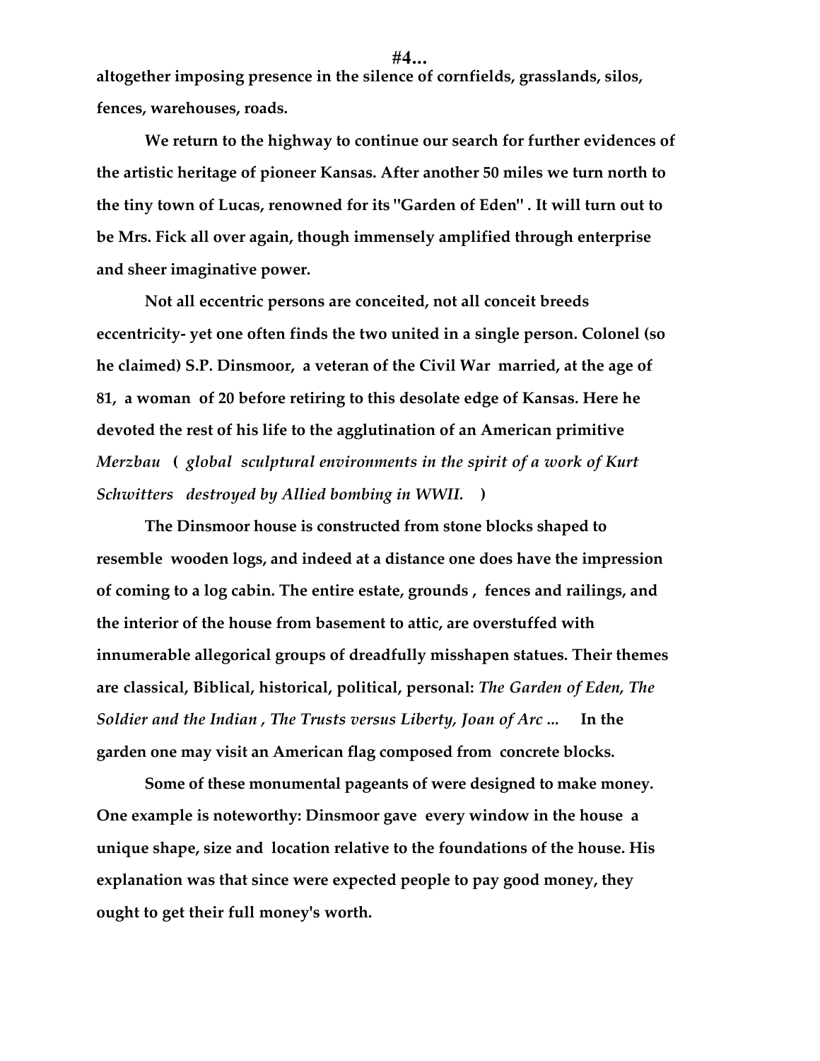**altogether imposing presence in the silence of cornfields, grasslands, silos, fences, warehouses, roads.**

**We return to the highway to continue our search for further evidences of the artistic heritage of pioneer Kansas. After another 50 miles we turn north to the tiny town of Lucas, renowned for its "Garden of Eden" . It will turn out to be Mrs. Fick all over again, though immensely amplified through enterprise and sheer imaginative power.**

**Not all eccentric persons are conceited, not all conceit breeds eccentricity- yet one often finds the two united in a single person. Colonel (so he claimed) S.P. Dinsmoor, a veteran of the Civil War married, at the age of 81, a woman of 20 before retiring to this desolate edge of Kansas. Here he devoted the rest of his life to the agglutination of an American primitive** ***Merzbau*** **(** *global sculptural environments in the spirit of a work of Kurt Schwitters destroyed by Allied bombing in WWII.* **)**

**The Dinsmoor house is constructed from stone blocks shaped to resemble wooden logs, and indeed at a distance one does have the impression of coming to a log cabin. The entire estate, grounds , fences and railings, and the interior of the house from basement to attic, are overstuffed with innumerable allegorical groups of dreadfully misshapen statues. Their themes are classical, Biblical, historical, political, personal:** ***The Garden of Eden, The Soldier and the Indian , The Trusts versus Liberty, Joan of Arc ...*** **In the garden one may visit an American flag composed from concrete blocks.**

**Some of these monumental pageants of were designed to make money. One example is noteworthy: Dinsmoor gave every window in the house a unique shape, size and location relative to the foundations of the house. His explanation was that since were expected people to pay good money, they ought to get their full money's worth.**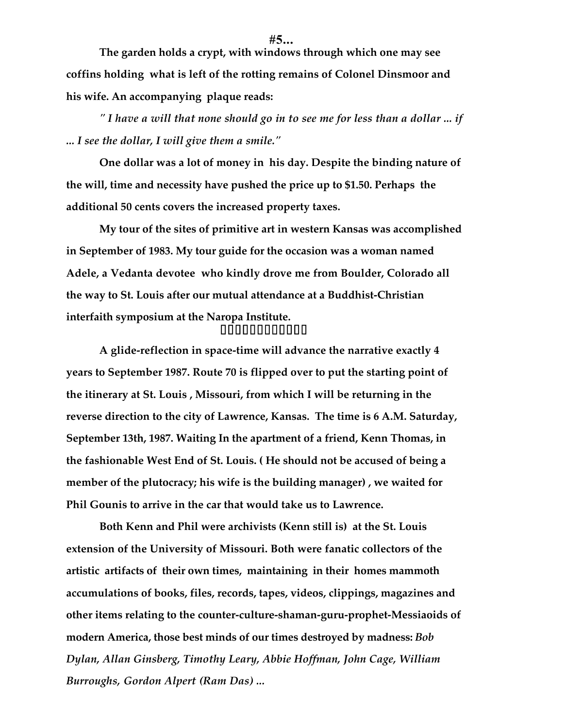**#5...**

**The garden holds a crypt, with windows through which one may see coffins holding what is left of the rotting remains of Colonel Dinsmoor and his wife. An accompanying plaque reads:**

***" I have a will that none should go in to see me for less than a dollar ... if ... I see the dollar, I will give them a smile."***

**One dollar was a lot of money in his day. Despite the binding nature of the will, time and necessity have pushed the price up to $1.50. Perhaps the additional 50 cents covers the increased property taxes.**

**My tour of the sites of primitive art in western Kansas was accomplished in September of 1983. My tour guide for the occasion was a woman named Adele, a Vedanta devotee who kindly drove me from Boulder, Colorado all the way to St. Louis after our mutual attendance at a Buddhist-Christian interfaith symposium at the Naropa Institute.**

**A glide-reflection in space-time will advance the narrative exactly 4 years to September 1987. Route 70 is flipped over to put the starting point of the itinerary at St. Louis , Missouri, from which I will be returning in the reverse direction to the city of Lawrence, Kansas. The time is 6 A.M. Saturday, September 13th, 1987. Waiting In the apartment of a friend, Kenn Thomas, in the fashionable West End of St. Louis. ( He should not be accused of being a member of the plutocracy; his wife is the building manager) , we waited for Phil Gounis to arrive in the car that would take us to Lawrence.**

**Both Kenn and Phil were archivists (Kenn still is) at the St. Louis extension of the University of Missouri. Both were fanatic collectors of the artistic artifacts of their own times, maintaining in their homes mammoth accumulations of books, files, records, tapes, videos, clippings, magazines and other items relating to the counter-culture-shaman-guru-prophet-Messiaoids of modern America, those best minds of our times destroyed by madness:** ***Bob Dylan, Allan Ginsberg, Timothy Leary, Abbie Hoffman, John Cage, William Burroughs, Gordon Alpert (Ram Das) ...***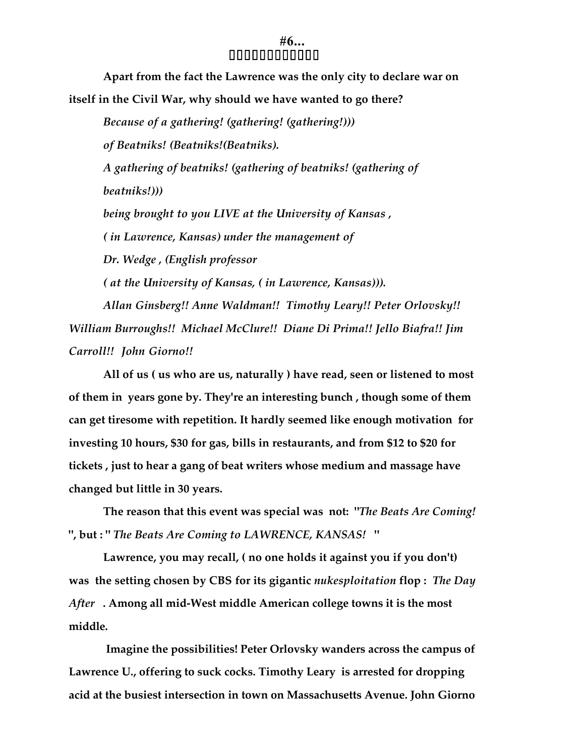# #6...

□□□□□□□□□□□□

**Apart from the fact the Lawrence was the only city to declare war on itself in the Civil War, why should we have wanted to go there?**

*Because of a gathering! (gathering! (gathering!)))*

*of Beatniks! (Beatniks!(Beatniks).*

*A gathering of beatniks! (gathering of beatniks! (gathering of beatniks!)))*

*being brought to you LIVE at the University of Kansas ,*

*( in Lawrence, Kansas) under the management of*

*Dr. Wedge , (English professor*

*( at the University of Kansas, ( in Lawrence, Kansas))).*

*Allan Ginsberg!! Anne Waldman!! Timothy Leary!! Peter Orlovsky!! William Burroughs!! Michael McClure!! Diane Di Prima!! Jello Biafra!! Jim Carroll!! John Giorno!!*

**All of us ( us who are us, naturally ) have read, seen or listened to most of them in years gone by. They're an interesting bunch , though some of them can get tiresome with repetition. It hardly seemed like enough motivation for investing 10 hours, $30 for gas, bills in restaurants, and from $12 to $20 for tickets , just to hear a gang of beat writers whose medium and massage have changed but little in 30 years.**

**The reason that this event was special was not: "*The Beats Are Coming!* ", but : "*The Beats Are Coming to LAWRENCE, KANSAS!* "**

**Lawrence, you may recall, ( no one holds it against you if you don't) was the setting chosen by CBS for its gigantic *nukesploitation* flop : *The Day After* . Among all mid-West middle American college towns it is the most middle.**

**Imagine the possibilities! Peter Orlovsky wanders across the campus of Lawrence U., offering to suck cocks. Timothy Leary is arrested for dropping acid at the busiest intersection in town on Massachusetts Avenue. John Giorno**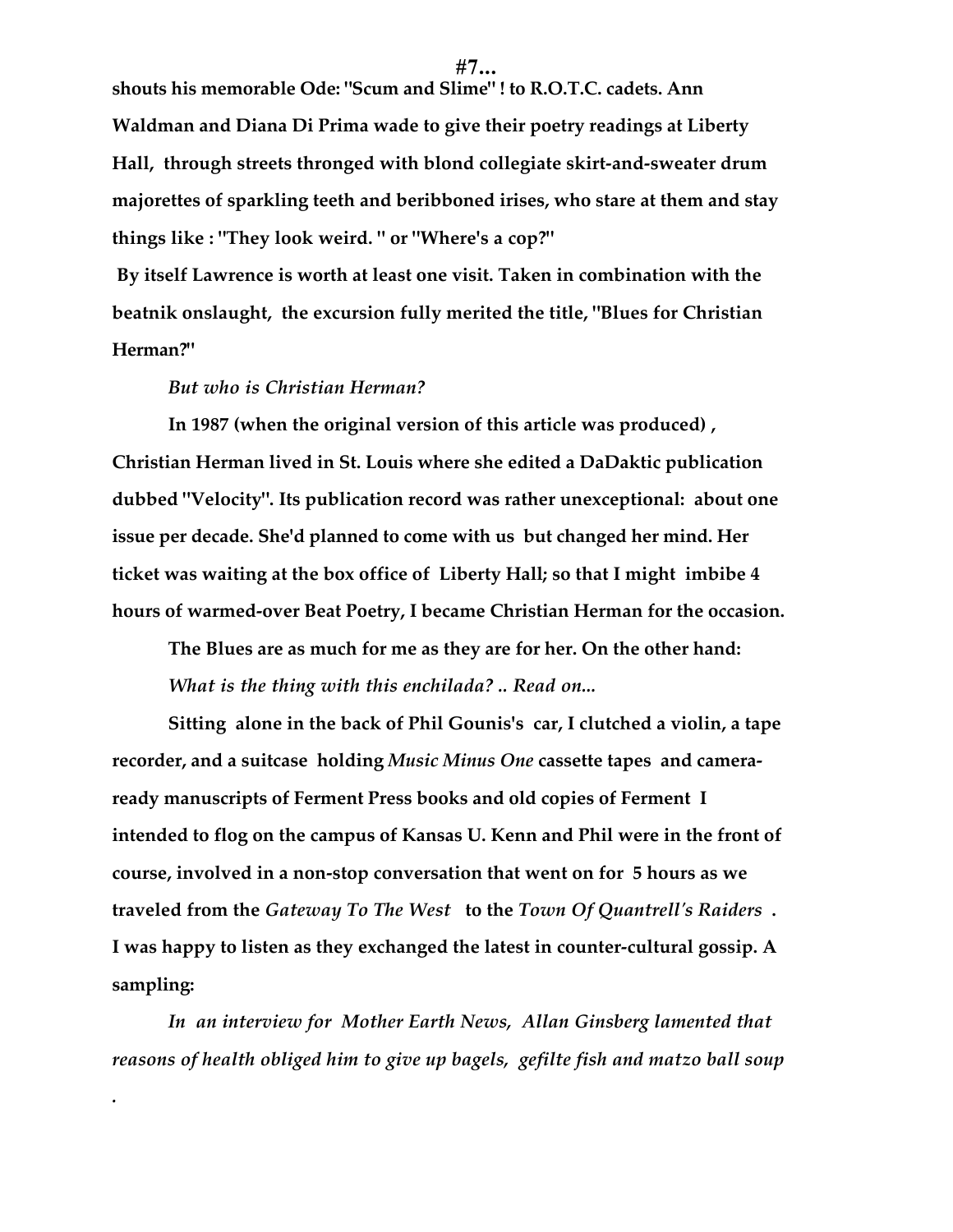**shouts his memorable Ode: "Scum and Slime" ! to R.O.T.C. cadets. Ann Waldman and Diana Di Prima wade to give their poetry readings at Liberty Hall, through streets thronged with blond collegiate skirt-and-sweater drum majorettes of sparkling teeth and beribboned irises, who stare at them and stay things like : "They look weird. " or "Where's a cop?"**

**By itself Lawrence is worth at least one visit. Taken in combination with the beatnik onslaught, the excursion fully merited the title, "Blues for Christian Herman?"**

***But who is Christian Herman?***

**In 1987 (when the original version of this article was produced) , Christian Herman lived in St. Louis where she edited a DaDaktic publication dubbed "Velocity". Its publication record was rather unexceptional: about one issue per decade. She'd planned to come with us but changed her mind. Her ticket was waiting at the box office of Liberty Hall; so that I might imbibe 4 hours of warmed-over Beat Poetry, I became Christian Herman for the occasion.**

**The Blues are as much for me as they are for her. On the other hand:** ***What is the thing with this enchilada? .. Read on...***

**Sitting alone in the back of Phil Gounis's car, I clutched a violin, a tape recorder, and a suitcase holding *Music Minus One* cassette tapes and camera-ready manuscripts of Ferment Press books and old copies of Ferment I intended to flog on the campus of Kansas U. Kenn and Phil were in the front of course, involved in a non-stop conversation that went on for 5 hours as we traveled from the *Gateway To The West* to the *Town Of Quantrell's Raiders* . I was happy to listen as they exchanged the latest in counter-cultural gossip. A sampling:**

*In an interview for Mother Earth News, Allan Ginsberg lamented that reasons of health obliged him to give up bagels, gefilte fish and matzo ball soup*

.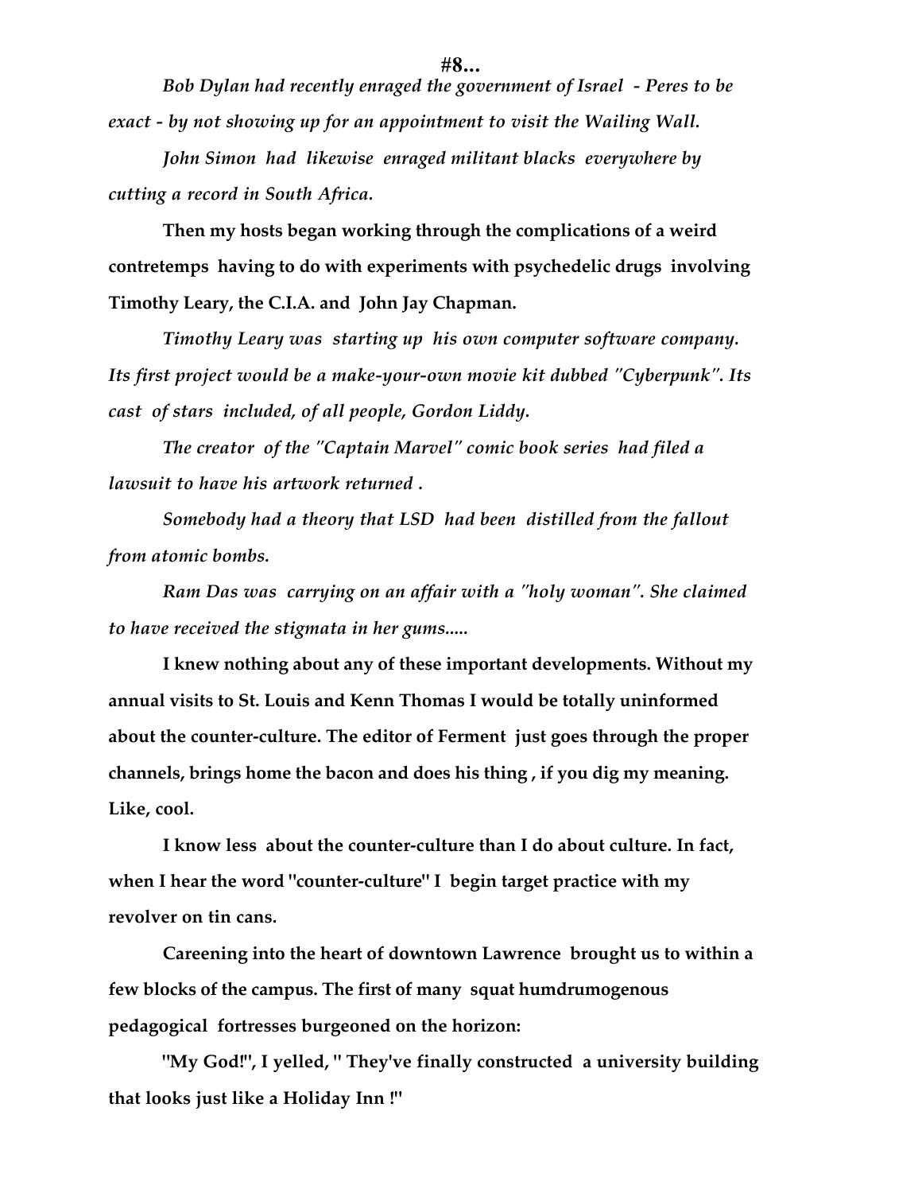**#8...**

*Bob Dylan had recently enraged the government of Israel - Peres to be exact - by not showing up for an appointment to visit the Wailing Wall.*

*John Simon had likewise enraged militant blacks everywhere by cutting a record in South Africa.*

**Then my hosts began working through the complications of a weird contretemps having to do with experiments with psychedelic drugs involving Timothy Leary, the C.I.A. and John Jay Chapman.**

*Timothy Leary was starting up his own computer software company. Its first project would be a make-your-own movie kit dubbed "Cyberpunk". Its cast of stars included, of all people, Gordon Liddy.*

*The creator of the "Captain Marvel" comic book series had filed a lawsuit to have his artwork returned .*

*Somebody had a theory that LSD had been distilled from the fallout from atomic bombs.*

*Ram Das was carrying on an affair with a "holy woman". She claimed to have received the stigmata in her gums.....*

**I knew nothing about any of these important developments. Without my annual visits to St. Louis and Kenn Thomas I would be totally uninformed about the counter-culture. The editor of Ferment just goes through the proper channels, brings home the bacon and does his thing , if you dig my meaning. Like, cool.**

**I know less about the counter-culture than I do about culture. In fact, when I hear the word "counter-culture" I begin target practice with my revolver on tin cans.**

**Careening into the heart of downtown Lawrence brought us to within a few blocks of the campus. The first of many squat humdrumogenous pedagogical fortresses burgeoned on the horizon:**

**"My God!", I yelled, " They've finally constructed a university building that looks just like a Holiday Inn !"**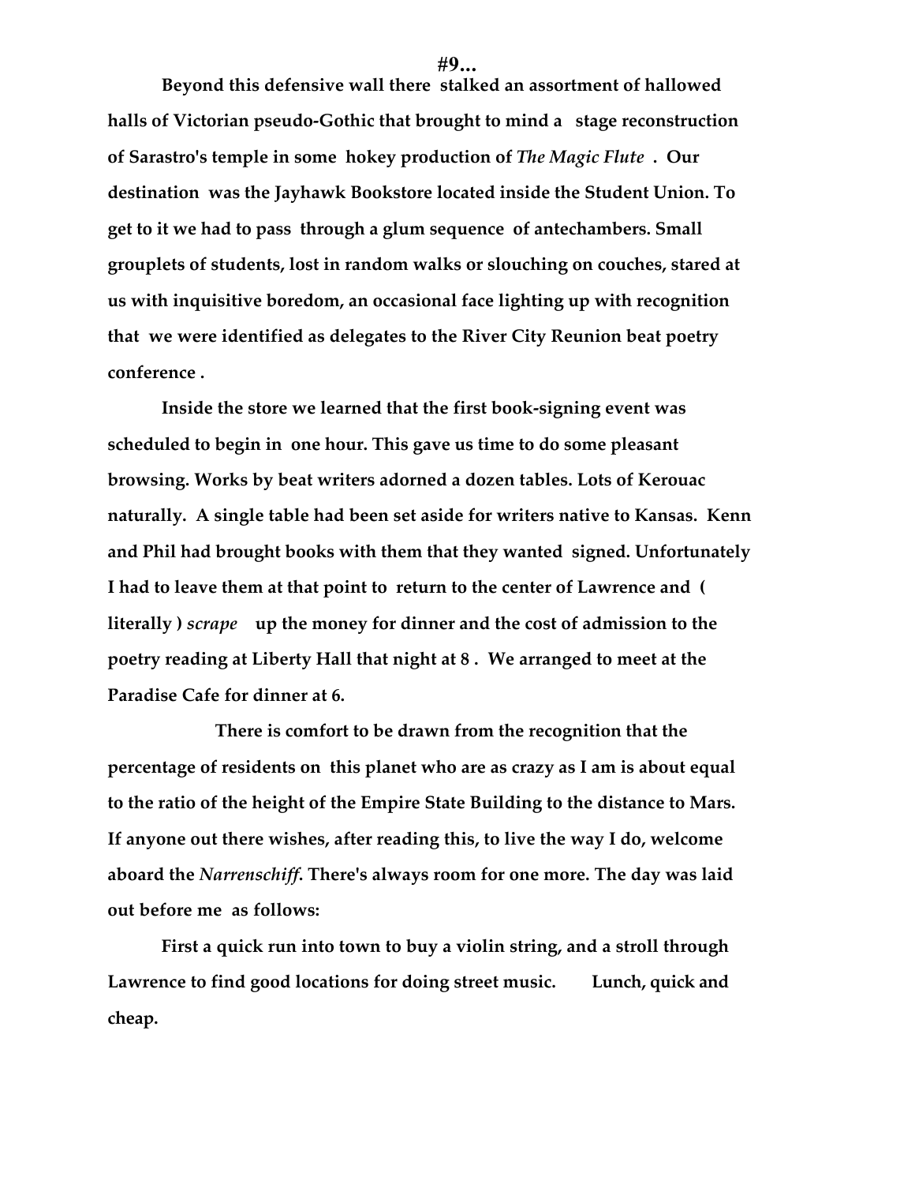**#9...**

**Beyond this defensive wall there stalked an assortment of hallowed halls of Victorian pseudo-Gothic that brought to mind a stage reconstruction of Sarastro's temple in some hokey production of *The Magic Flute* . Our destination was the Jayhawk Bookstore located inside the Student Union. To get to it we had to pass through a glum sequence of antechambers. Small grouplets of students, lost in random walks or slouching on couches, stared at us with inquisitive boredom, an occasional face lighting up with recognition that we were identified as delegates to the River City Reunion beat poetry conference .**

**Inside the store we learned that the first book-signing event was scheduled to begin in one hour. This gave us time to do some pleasant browsing. Works by beat writers adorned a dozen tables. Lots of Kerouac naturally. A single table had been set aside for writers native to Kansas. Kenn and Phil had brought books with them that they wanted signed. Unfortunately I had to leave them at that point to return to the center of Lawrence and ( literally ) *scrape* up the money for dinner and the cost of admission to the poetry reading at Liberty Hall that night at 8 . We arranged to meet at the Paradise Cafe for dinner at 6.**

**There is comfort to be drawn from the recognition that the percentage of residents on this planet who are as crazy as I am is about equal to the ratio of the height of the Empire State Building to the distance to Mars. If anyone out there wishes, after reading this, to live the way I do, welcome aboard the *Narrenschiff*. There's always room for one more. The day was laid out before me as follows:**

**First a quick run into town to buy a violin string, and a stroll through Lawrence to find good locations for doing street music. Lunch, quick and cheap.**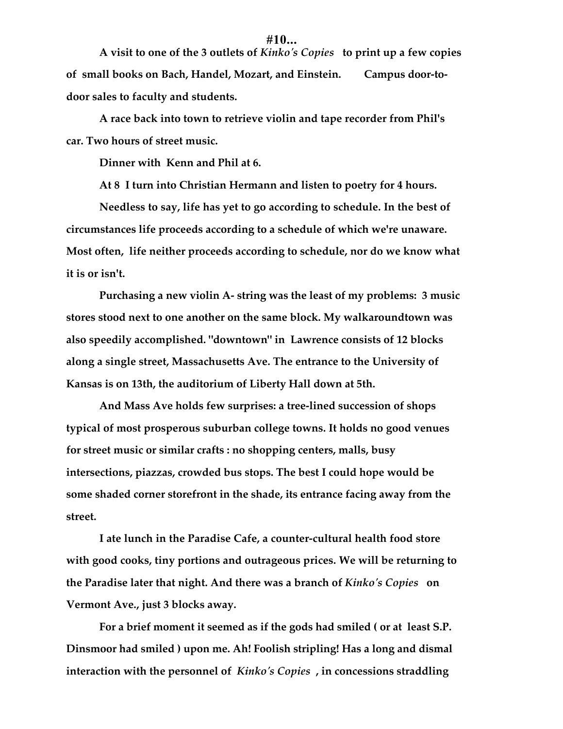#10...

**A visit to one of the 3 outlets of *Kinko's Copies* to print up a few copies of small books on Bach, Handel, Mozart, and Einstein. Campus door-to-door sales to faculty and students.**

**A race back into town to retrieve violin and tape recorder from Phil's car. Two hours of street music.**

**Dinner with Kenn and Phil at 6.**

**At 8 I turn into Christian Hermann and listen to poetry for 4 hours.**

**Needless to say, life has yet to go according to schedule. In the best of circumstances life proceeds according to a schedule of which we're unaware. Most often, life neither proceeds according to schedule, nor do we know what it is or isn't.**

**Purchasing a new violin A- string was the least of my problems: 3 music stores stood next to one another on the same block. My walkaroundtown was also speedily accomplished. "downtown" in Lawrence consists of 12 blocks along a single street, Massachusetts Ave. The entrance to the University of Kansas is on 13th, the auditorium of Liberty Hall down at 5th.**

**And Mass Ave holds few surprises: a tree-lined succession of shops typical of most prosperous suburban college towns. It holds no good venues for street music or similar crafts : no shopping centers, malls, busy intersections, piazzas, crowded bus stops. The best I could hope would be some shaded corner storefront in the shade, its entrance facing away from the street.**

**I ate lunch in the Paradise Cafe, a counter-cultural health food store with good cooks, tiny portions and outrageous prices. We will be returning to the Paradise later that night. And there was a branch of *Kinko's Copies* on Vermont Ave., just 3 blocks away.**

**For a brief moment it seemed as if the gods had smiled ( or at least S.P. Dinsmoor had smiled ) upon me. Ah! Foolish stripling! Has a long and dismal interaction with the personnel of *Kinko's Copies* , in concessions straddling**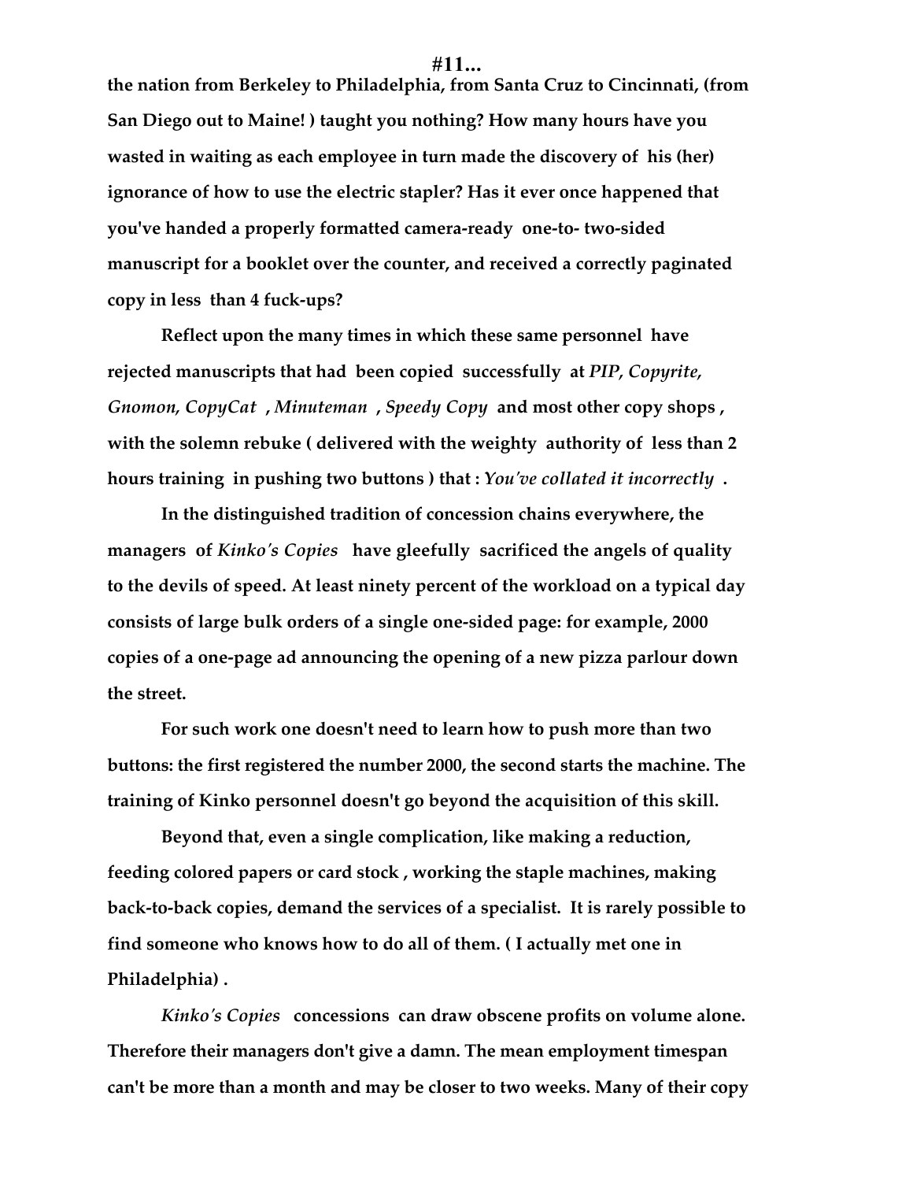**the nation from Berkeley to Philadelphia, from Santa Cruz to Cincinnati, (from San Diego out to Maine! ) taught you nothing? How many hours have you wasted in waiting as each employee in turn made the discovery of his (her) ignorance of how to use the electric stapler? Has it ever once happened that you've handed a properly formatted camera-ready one-to- two-sided manuscript for a booklet over the counter, and received a correctly paginated copy in less than 4 fuck-ups?**

**Reflect upon the many times in which these same personnel have rejected manuscripts that had been copied successfully at *PIP, Copyrite, Gnomon, CopyCat* , *Minuteman* , *Speedy Copy* and most other copy shops , with the solemn rebuke ( delivered with the weighty authority of less than 2 hours training in pushing two buttons ) that : *You've collated it incorrectly* .**

**In the distinguished tradition of concession chains everywhere, the managers of *Kinko's Copies* have gleefully sacrificed the angels of quality to the devils of speed. At least ninety percent of the workload on a typical day consists of large bulk orders of a single one-sided page: for example, 2000 copies of a one-page ad announcing the opening of a new pizza parlour down the street.**

**For such work one doesn't need to learn how to push more than two buttons: the first registered the number 2000, the second starts the machine. The training of Kinko personnel doesn't go beyond the acquisition of this skill.**

**Beyond that, even a single complication, like making a reduction, feeding colored papers or card stock , working the staple machines, making back-to-back copies, demand the services of a specialist. It is rarely possible to find someone who knows how to do all of them. ( I actually met one in Philadelphia) .**

***Kinko's Copies* concessions can draw obscene profits on volume alone. Therefore their managers don't give a damn. The mean employment timespan can't be more than a month and may be closer to two weeks. Many of their copy**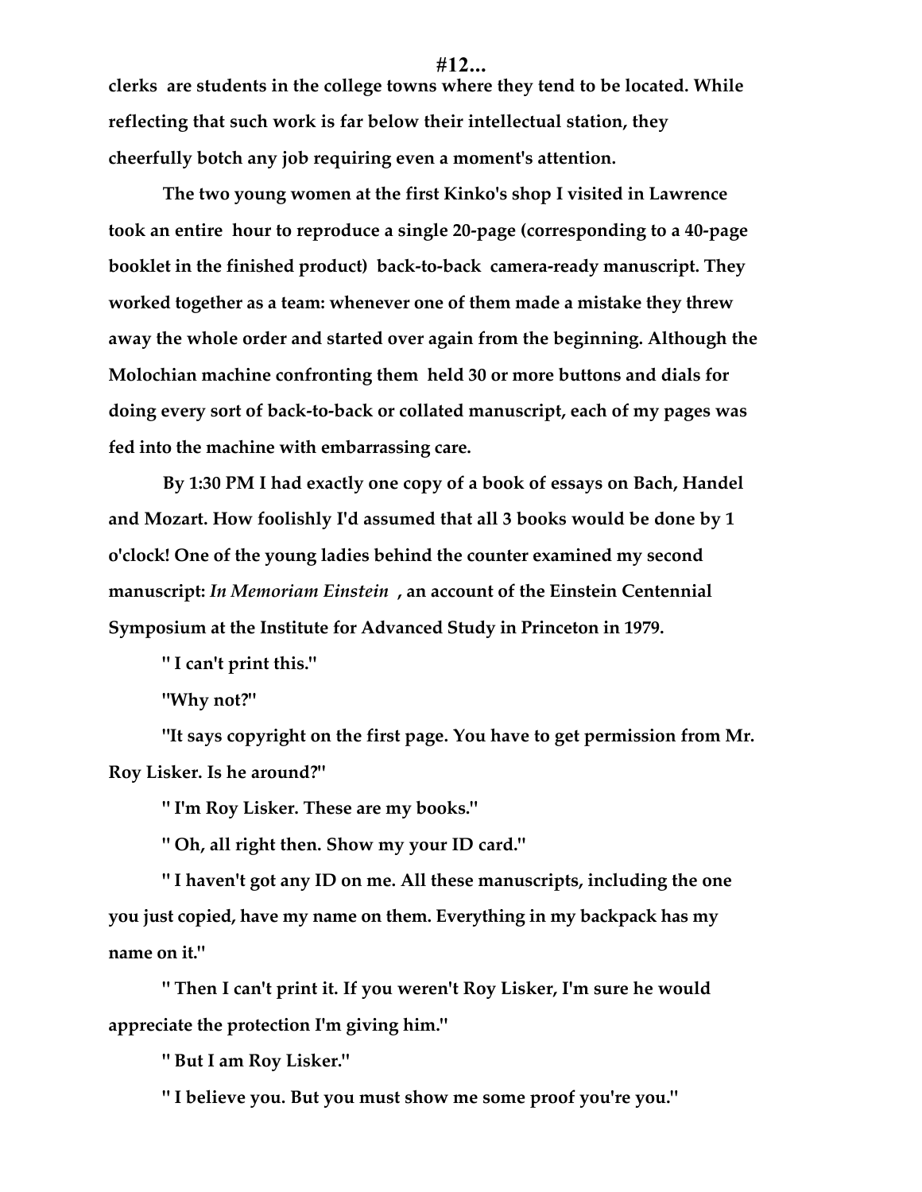clerks are students in the college towns where they tend to be located. While reflecting that such work is far below their intellectual station, they cheerfully botch any job requiring even a moment's attention.

The two young women at the first Kinko's shop I visited in Lawrence took an entire hour to reproduce a single 20-page (corresponding to a 40-page booklet in the finished product) back-to-back camera-ready manuscript. They worked together as a team: whenever one of them made a mistake they threw away the whole order and started over again from the beginning. Although the Molochian machine confronting them held 30 or more buttons and dials for doing every sort of back-to-back or collated manuscript, each of my pages was fed into the machine with embarrassing care.

By 1:30 PM I had exactly one copy of a book of essays on Bach, Handel and Mozart. How foolishly I'd assumed that all 3 books would be done by 1 o'clock! One of the young ladies behind the counter examined my second manuscript: *In Memoriam Einstein* , an account of the Einstein Centennial Symposium at the Institute for Advanced Study in Princeton in 1979.

" I can't print this."

"Why not?"

"It says copyright on the first page. You have to get permission from Mr. Roy Lisker. Is he around?"

" I'm Roy Lisker. These are my books."

" Oh, all right then. Show my your ID card."

" I haven't got any ID on me. All these manuscripts, including the one you just copied, have my name on them. Everything in my backpack has my name on it."

" Then I can't print it. If you weren't Roy Lisker, I'm sure he would appreciate the protection I'm giving him."

" But I am Roy Lisker."

" I believe you. But you must show me some proof you're you."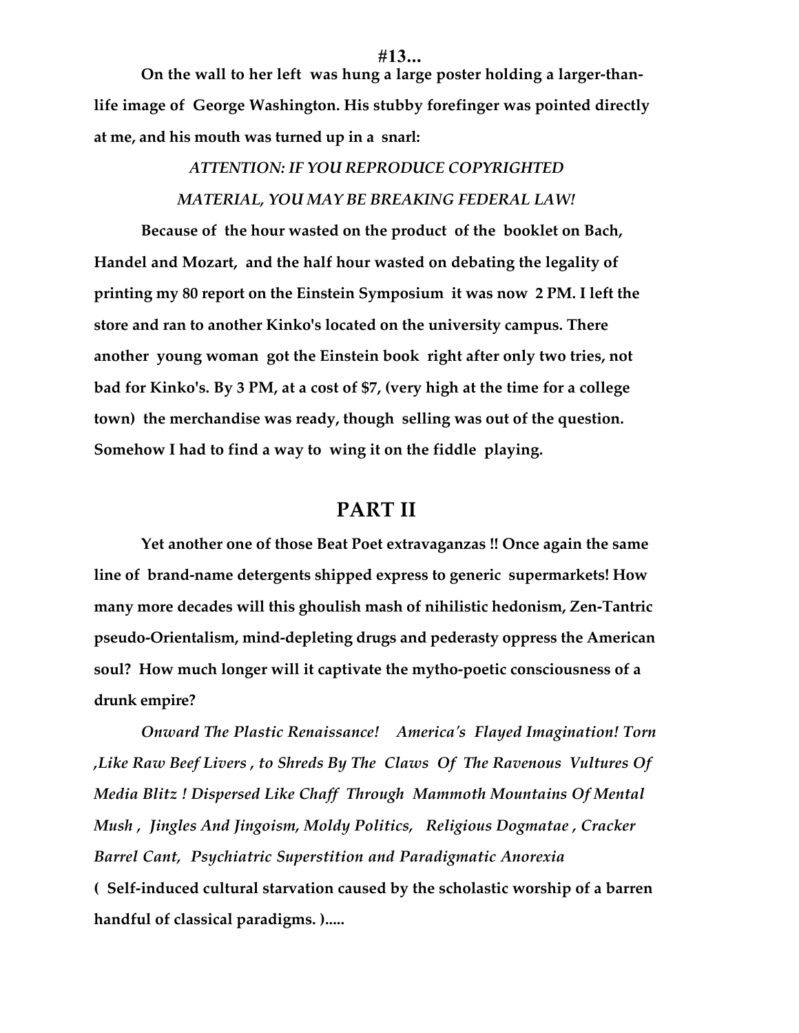**#13...**

**On the wall to her left was hung a large poster holding a larger-than-life image of George Washington. His stubby forefinger was pointed directly at me, and his mouth was turned up in a snarl:**

*ATTENTION: IF YOU REPRODUCE COPYRIGHTED MATERIAL, YOU MAY BE BREAKING FEDERAL LAW!*

**Because of the hour wasted on the product of the booklet on Bach, Handel and Mozart, and the half hour wasted on debating the legality of printing my 80 report on the Einstein Symposium it was now 2 PM. I left the store and ran to another Kinko's located on the university campus. There another young woman got the Einstein book right after only two tries, not bad for Kinko's. By 3 PM, at a cost of $7, (very high at the time for a college town) the merchandise was ready, though selling was out of the question. Somehow I had to find a way to wing it on the fiddle playing.**

## PART II

**Yet another one of those Beat Poet extravaganzas !! Once again the same line of brand-name detergents shipped express to generic supermarkets! How many more decades will this ghoulish mash of nihilistic hedonism, Zen-Tantric pseudo-Orientalism, mind-depleting drugs and pederasty oppress the American soul? How much longer will it captivate the mytho-poetic consciousness of a drunk empire?**

*Onward The Plastic Renaissance! America's Flayed Imagination! Torn ,Like Raw Beef Livers , to Shreds By The Claws Of The Ravenous Vultures Of Media Blitz ! Dispersed Like Chaff Through Mammoth Mountains Of Mental Mush , Jingles And Jingoism, Moldy Politics, Religious Dogmatae , Cracker Barrel Cant, Psychiatric Superstition and Paradigmatic Anorexia*
**( Self-induced cultural starvation caused by the scholastic worship of a barren handful of classical paradigms. ).....**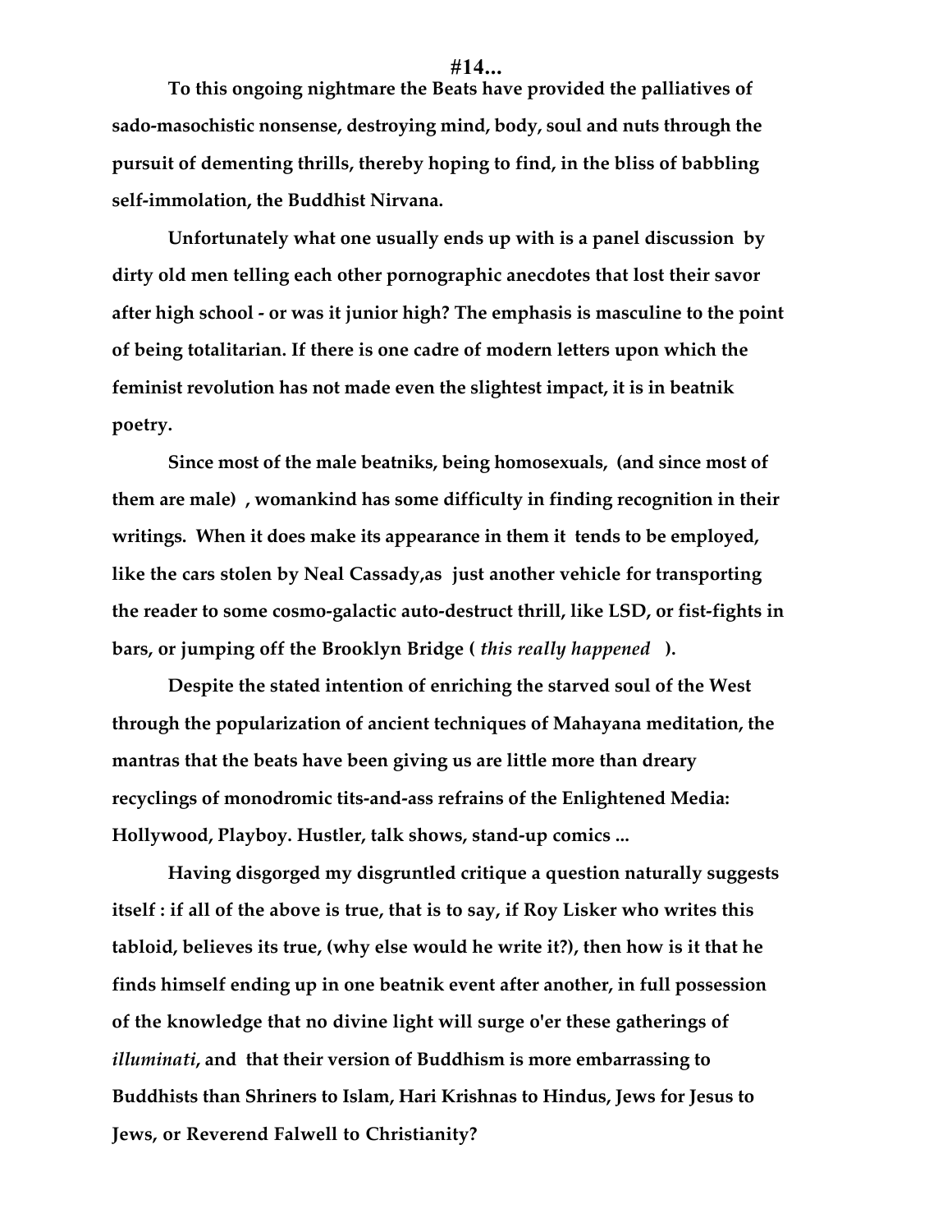#14...

**To this ongoing nightmare the Beats have provided the palliatives of sado-masochistic nonsense, destroying mind, body, soul and nuts through the pursuit of dementing thrills, thereby hoping to find, in the bliss of babbling self-immolation, the Buddhist Nirvana.**

**Unfortunately what one usually ends up with is a panel discussion by dirty old men telling each other pornographic anecdotes that lost their savor after high school - or was it junior high? The emphasis is masculine to the point of being totalitarian. If there is one cadre of modern letters upon which the feminist revolution has not made even the slightest impact, it is in beatnik poetry.**

**Since most of the male beatniks, being homosexuals, (and since most of them are male) , womankind has some difficulty in finding recognition in their writings. When it does make its appearance in them it tends to be employed, like the cars stolen by Neal Cassady,as just another vehicle for transporting the reader to some cosmo-galactic auto-destruct thrill, like LSD, or fist-fights in bars, or jumping off the Brooklyn Bridge (** ***this really happened*** **).**

**Despite the stated intention of enriching the starved soul of the West through the popularization of ancient techniques of Mahayana meditation, the mantras that the beats have been giving us are little more than dreary recyclings of monodromic tits-and-ass refrains of the Enlightened Media: Hollywood, Playboy. Hustler, talk shows, stand-up comics ...**

**Having disgorged my disgruntled critique a question naturally suggests itself : if all of the above is true, that is to say, if Roy Lisker who writes this tabloid, believes its true, (why else would he write it?), then how is it that he finds himself ending up in one beatnik event after another, in full possession of the knowledge that no divine light will surge o'er these gatherings of** ***illuminati*****, and that their version of Buddhism is more embarrassing to Buddhists than Shriners to Islam, Hari Krishnas to Hindus, Jews for Jesus to Jews, or Reverend Falwell to Christianity?**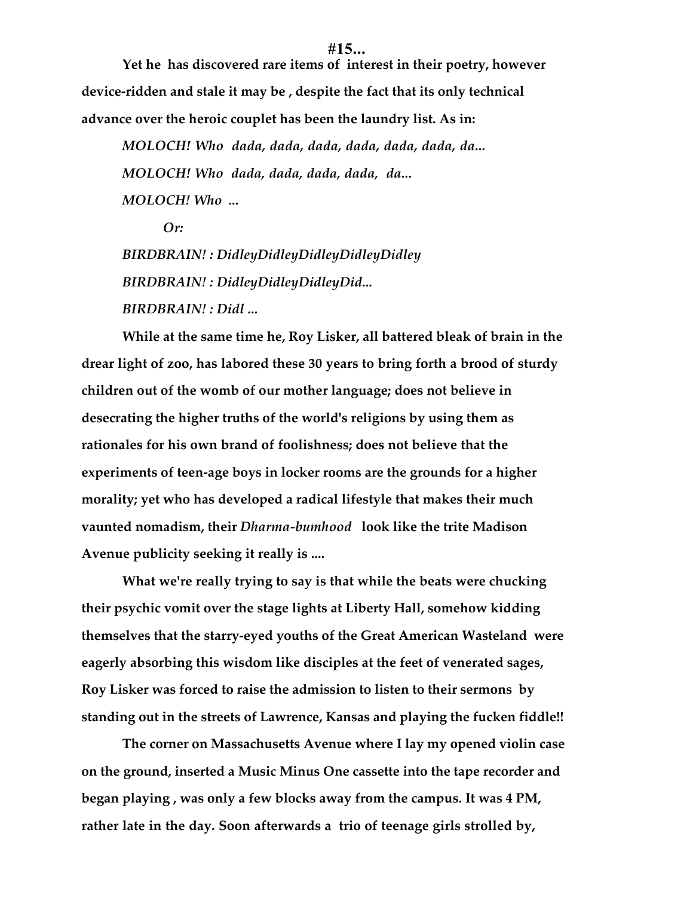**#15...**

**Yet he has discovered rare items of interest in their poetry, however device-ridden and stale it may be , despite the fact that its only technical advance over the heroic couplet has been the laundry list. As in:**

> ***MOLOCH! Who dada, dada, dada, dada, dada, dada, da...***
>
> ***MOLOCH! Who dada, dada, dada, dada, da...***
>
> ***MOLOCH! Who ...***
>
> ***Or:***
>
> ***BIRDBRAIN! : DidleyDidleyDidleyDidleyDidley***
>
> ***BIRDBRAIN! : DidleyDidleyDidleyDid...***
>
> ***BIRDBRAIN! : Didl ...***

**While at the same time he, Roy Lisker, all battered bleak of brain in the drear light of zoo, has labored these 30 years to bring forth a brood of sturdy children out of the womb of our mother language; does not believe in desecrating the higher truths of the world's religions by using them as rationales for his own brand of foolishness; does not believe that the experiments of teen-age boys in locker rooms are the grounds for a higher morality; yet who has developed a radical lifestyle that makes their much vaunted nomadism, their *Dharma-bumhood* look like the trite Madison Avenue publicity seeking it really is ....**

**What we're really trying to say is that while the beats were chucking their psychic vomit over the stage lights at Liberty Hall, somehow kidding themselves that the starry-eyed youths of the Great American Wasteland were eagerly absorbing this wisdom like disciples at the feet of venerated sages, Roy Lisker was forced to raise the admission to listen to their sermons by standing out in the streets of Lawrence, Kansas and playing the fucken fiddle!!**

**The corner on Massachusetts Avenue where I lay my opened violin case on the ground, inserted a Music Minus One cassette into the tape recorder and began playing , was only a few blocks away from the campus. It was 4 PM, rather late in the day. Soon afterwards a trio of teenage girls strolled by,**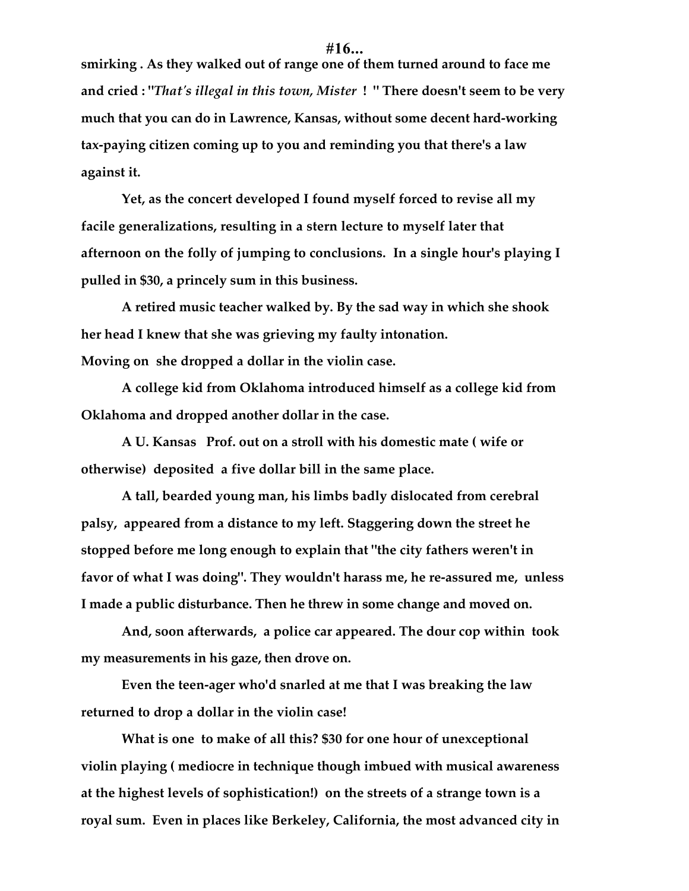smirking . As they walked out of range one of them turned around to face me and cried : "*That's illegal in this town, Mister* ! " There doesn't seem to be very much that you can do in Lawrence, Kansas, without some decent hard-working tax-paying citizen coming up to you and reminding you that there's a law against it.

Yet, as the concert developed I found myself forced to revise all my facile generalizations, resulting in a stern lecture to myself later that afternoon on the folly of jumping to conclusions. In a single hour's playing I pulled in $30, a princely sum in this business.

A retired music teacher walked by. By the sad way in which she shook her head I knew that she was grieving my faulty intonation.
Moving on she dropped a dollar in the violin case.

A college kid from Oklahoma introduced himself as a college kid from Oklahoma and dropped another dollar in the case.

A U. Kansas Prof. out on a stroll with his domestic mate ( wife or otherwise) deposited a five dollar bill in the same place.

A tall, bearded young man, his limbs badly dislocated from cerebral palsy, appeared from a distance to my left. Staggering down the street he stopped before me long enough to explain that "the city fathers weren't in favor of what I was doing". They wouldn't harass me, he re-assured me, unless I made a public disturbance. Then he threw in some change and moved on.

And, soon afterwards, a police car appeared. The dour cop within took my measurements in his gaze, then drove on.

Even the teen-ager who'd snarled at me that I was breaking the law returned to drop a dollar in the violin case!

What is one to make of all this? $30 for one hour of unexceptional violin playing ( mediocre in technique though imbued with musical awareness at the highest levels of sophistication!) on the streets of a strange town is a royal sum. Even in places like Berkeley, California, the most advanced city in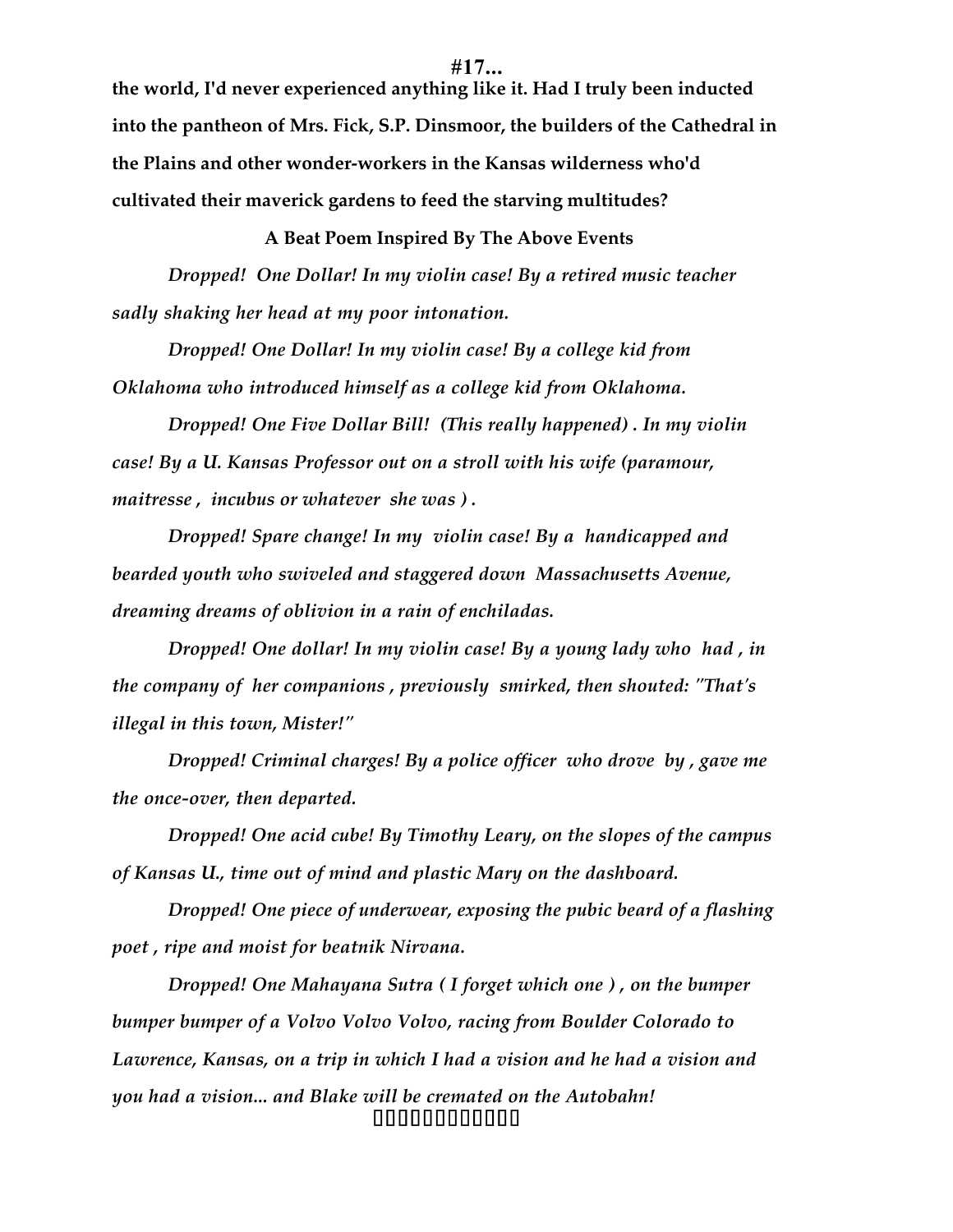the world, I'd never experienced anything like it. Had I truly been inducted into the pantheon of Mrs. Fick, S.P. Dinsmoor, the builders of the Cathedral in the Plains and other wonder-workers in the Kansas wilderness who'd cultivated their maverick gardens to feed the starving multitudes?

**A Beat Poem Inspired By The Above Events**

*Dropped! One Dollar! In my violin case! By a retired music teacher sadly shaking her head at my poor intonation.*

*Dropped! One Dollar! In my violin case! By a college kid from Oklahoma who introduced himself as a college kid from Oklahoma.*

*Dropped! One Five Dollar Bill! (This really happened) . In my violin case! By a U. Kansas Professor out on a stroll with his wife (paramour, maitresse , incubus or whatever she was ) .*

*Dropped! Spare change! In my violin case! By a handicapped and bearded youth who swiveled and staggered down Massachusetts Avenue, dreaming dreams of oblivion in a rain of enchiladas.*

*Dropped! One dollar! In my violin case! By a young lady who had , in the company of her companions , previously smirked, then shouted: "That's illegal in this town, Mister!"*

*Dropped! Criminal charges! By a police officer who drove by , gave me the once-over, then departed.*

*Dropped! One acid cube! By Timothy Leary, on the slopes of the campus of Kansas U., time out of mind and plastic Mary on the dashboard.*

*Dropped! One piece of underwear, exposing the pubic beard of a flashing poet , ripe and moist for beatnik Nirvana.*

*Dropped! One Mahayana Sutra ( I forget which one ) , on the bumper bumper bumper of a Volvo Volvo Volvo, racing from Boulder Colorado to Lawrence, Kansas, on a trip in which I had a vision and he had a vision and you had a vision... and Blake will be cremated on the Autobahn!*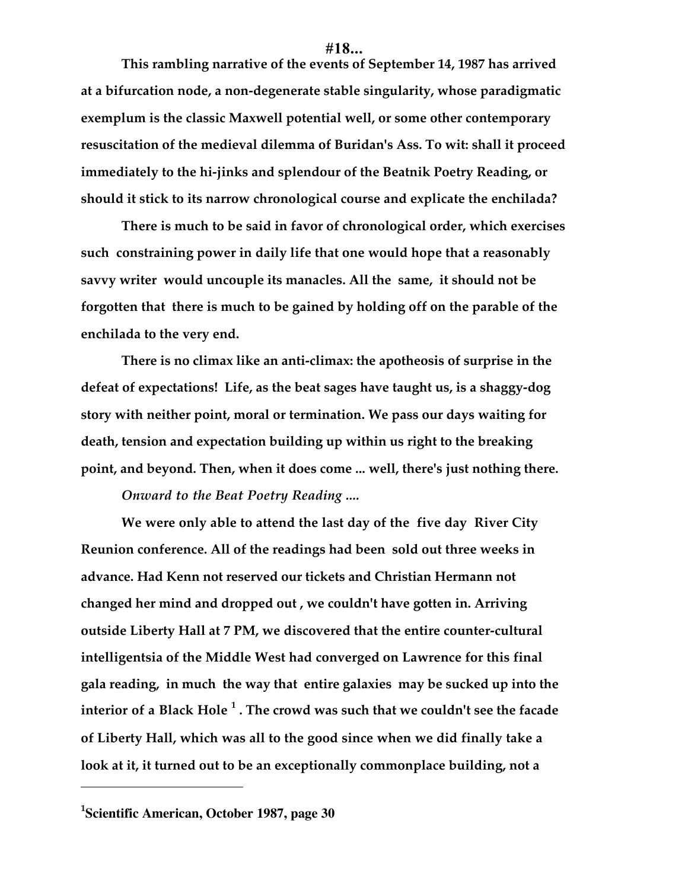#18...

**This rambling narrative of the events of September 14, 1987 has arrived at a bifurcation node, a non-degenerate stable singularity, whose paradigmatic exemplum is the classic Maxwell potential well, or some other contemporary resuscitation of the medieval dilemma of Buridan's Ass. To wit: shall it proceed immediately to the hi-jinks and splendour of the Beatnik Poetry Reading, or should it stick to its narrow chronological course and explicate the enchilada?**

**There is much to be said in favor of chronological order, which exercises such constraining power in daily life that one would hope that a reasonably savvy writer would uncouple its manacles. All the same, it should not be forgotten that there is much to be gained by holding off on the parable of the enchilada to the very end.**

**There is no climax like an anti-climax: the apotheosis of surprise in the defeat of expectations! Life, as the beat sages have taught us, is a shaggy-dog story with neither point, moral or termination. We pass our days waiting for death, tension and expectation building up within us right to the breaking point, and beyond. Then, when it does come ... well, there's just nothing there.**

***Onward to the Beat Poetry Reading ....***

**We were only able to attend the last day of the five day River City Reunion conference. All of the readings had been sold out three weeks in advance. Had Kenn not reserved our tickets and Christian Hermann not changed her mind and dropped out , we couldn't have gotten in. Arriving outside Liberty Hall at 7 PM, we discovered that the entire counter-cultural intelligentsia of the Middle West had converged on Lawrence for this final gala reading, in much the way that entire galaxies may be sucked up into the interior of a Black Hole [1] . The crowd was such that we couldn't see the facade of Liberty Hall, which was all to the good since when we did finally take a look at it, it turned out to be an exceptionally commonplace building, not a**

---

**[1] Scientific American, October 1987, page 30**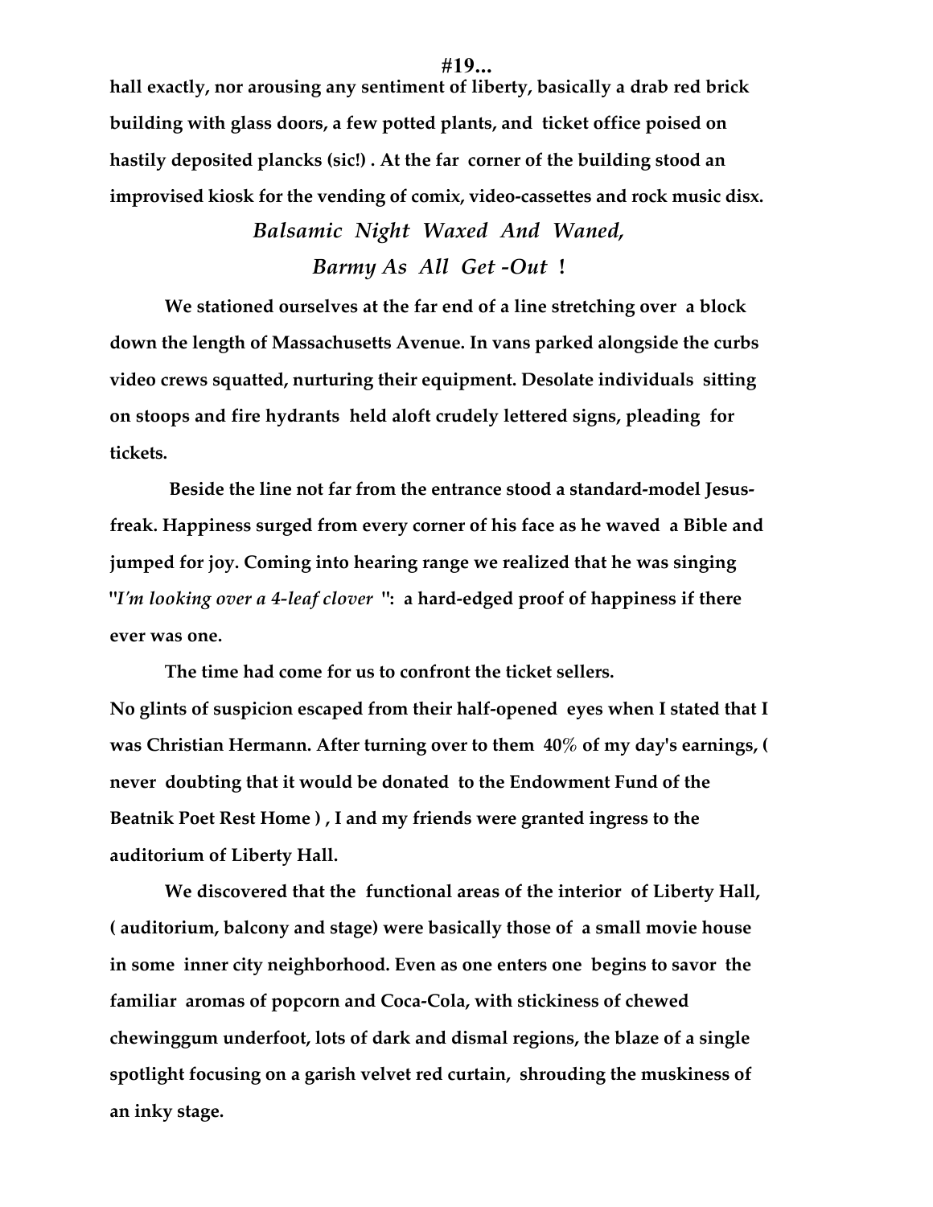hall exactly, nor arousing any sentiment of liberty, basically a drab red brick building with glass doors, a few potted plants, and ticket office poised on hastily deposited planks (sic!) . At the far corner of the building stood an improvised kiosk for the vending of comix, video-cassettes and rock music disx.

*Balsamic Night Waxed And Waned,*

*Barmy As All Get -Out* **!**

We stationed ourselves at the far end of a line stretching over a block down the length of Massachusetts Avenue. In vans parked alongside the curbs video crews squatted, nurturing their equipment. Desolate individuals sitting on stoops and fire hydrants held aloft crudely lettered signs, pleading for tickets.

Beside the line not far from the entrance stood a standard-model Jesus-freak. Happiness surged from every corner of his face as he waved a Bible and jumped for joy. Coming into hearing range we realized that he was singing "*I'm looking over a 4-leaf clover* ": a hard-edged proof of happiness if there ever was one.

The time had come for us to confront the ticket sellers.
No glints of suspicion escaped from their half-opened eyes when I stated that I was Christian Hermann. After turning over to them 40% of my day's earnings, ( never doubting that it would be donated to the Endowment Fund of the Beatnik Poet Rest Home ) , I and my friends were granted ingress to the auditorium of Liberty Hall.

We discovered that the functional areas of the interior of Liberty Hall, ( auditorium, balcony and stage) were basically those of a small movie house in some inner city neighborhood. Even as one enters one begins to savor the familiar aromas of popcorn and Coca-Cola, with stickiness of chewed chewinggum underfoot, lots of dark and dismal regions, the blaze of a single spotlight focusing on a garish velvet red curtain, shrouding the muskiness of an inky stage.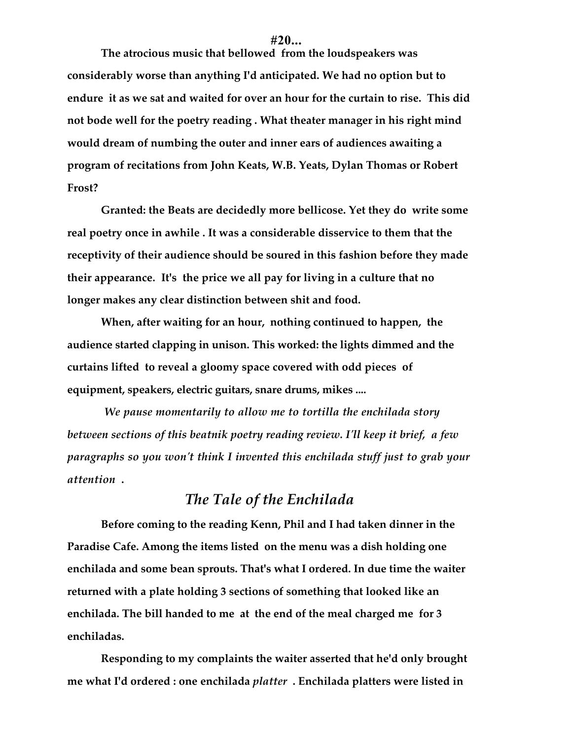**#20...**

**The atrocious music that bellowed from the loudspeakers was considerably worse than anything I'd anticipated. We had no option but to endure it as we sat and waited for over an hour for the curtain to rise. This did not bode well for the poetry reading . What theater manager in his right mind would dream of numbing the outer and inner ears of audiences awaiting a program of recitations from John Keats, W.B. Yeats, Dylan Thomas or Robert Frost?**

**Granted: the Beats are decidedly more bellicose. Yet they do write some real poetry once in awhile . It was a considerable disservice to them that the receptivity of their audience should be soured in this fashion before they made their appearance. It's the price we all pay for living in a culture that no longer makes any clear distinction between shit and food.**

**When, after waiting for an hour, nothing continued to happen, the audience started clapping in unison. This worked: the lights dimmed and the curtains lifted to reveal a gloomy space covered with odd pieces of equipment, speakers, electric guitars, snare drums, mikes ....**

*We pause momentarily to allow me to tortilla the enchilada story between sections of this beatnik poetry reading review. I'll keep it brief, a few paragraphs so you won't think I invented this enchilada stuff just to grab your attention .*

## *The Tale of the Enchilada*

**Before coming to the reading Kenn, Phil and I had taken dinner in the Paradise Cafe. Among the items listed on the menu was a dish holding one enchilada and some bean sprouts. That's what I ordered. In due time the waiter returned with a plate holding 3 sections of something that looked like an enchilada. The bill handed to me at the end of the meal charged me for 3 enchiladas.**

**Responding to my complaints the waiter asserted that he'd only brought me what I'd ordered : one enchilada *platter* . Enchilada platters were listed in**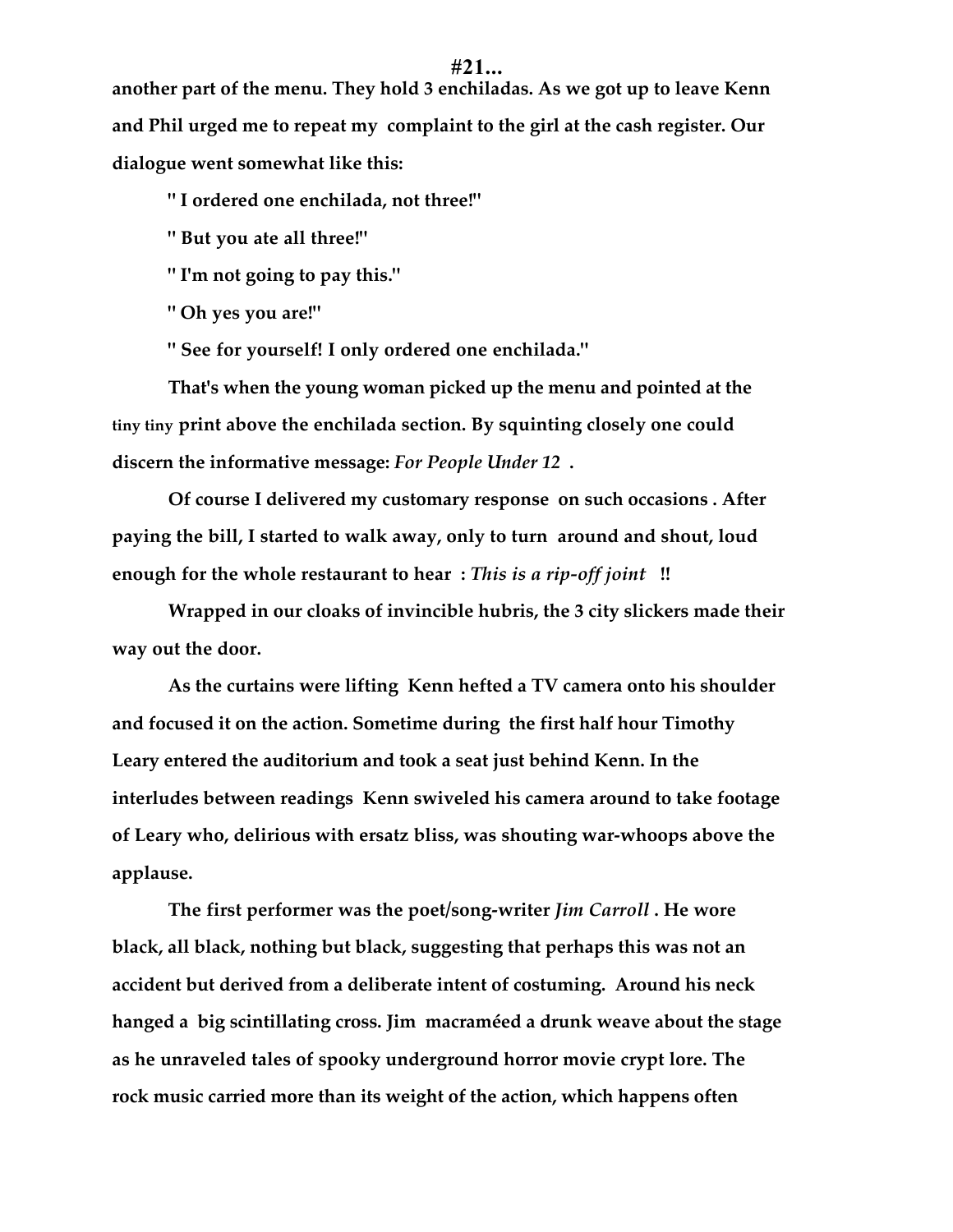another part of the menu. They hold 3 enchiladas. As we got up to leave Kenn and Phil urged me to repeat my complaint to the girl at the cash register. Our dialogue went somewhat like this:

" I ordered one enchilada, not three!"

" But you ate all three!"

" I'm not going to pay this."

" Oh yes you are!"

" See for yourself! I only ordered one enchilada."

That's when the young woman picked up the menu and pointed at the tiny tiny print above the enchilada section. By squinting closely one could discern the informative message: *For People Under 12* .

Of course I delivered my customary response on such occasions . After paying the bill, I started to walk away, only to turn around and shout, loud enough for the whole restaurant to hear : *This is a rip-off joint* !!

Wrapped in our cloaks of invincible hubris, the 3 city slickers made their way out the door.

As the curtains were lifting Kenn hefted a TV camera onto his shoulder and focused it on the action. Sometime during the first half hour Timothy Leary entered the auditorium and took a seat just behind Kenn. In the interludes between readings Kenn swiveled his camera around to take footage of Leary who, delirious with ersatz bliss, was shouting war-whoops above the applause.

The first performer was the poet/song-writer *Jim Carroll* . He wore black, all black, nothing but black, suggesting that perhaps this was not an accident but derived from a deliberate intent of costuming. Around his neck hanged a big scintillating cross. Jim macraméed a drunk weave about the stage as he unraveled tales of spooky underground horror movie crypt lore. The rock music carried more than its weight of the action, which happens often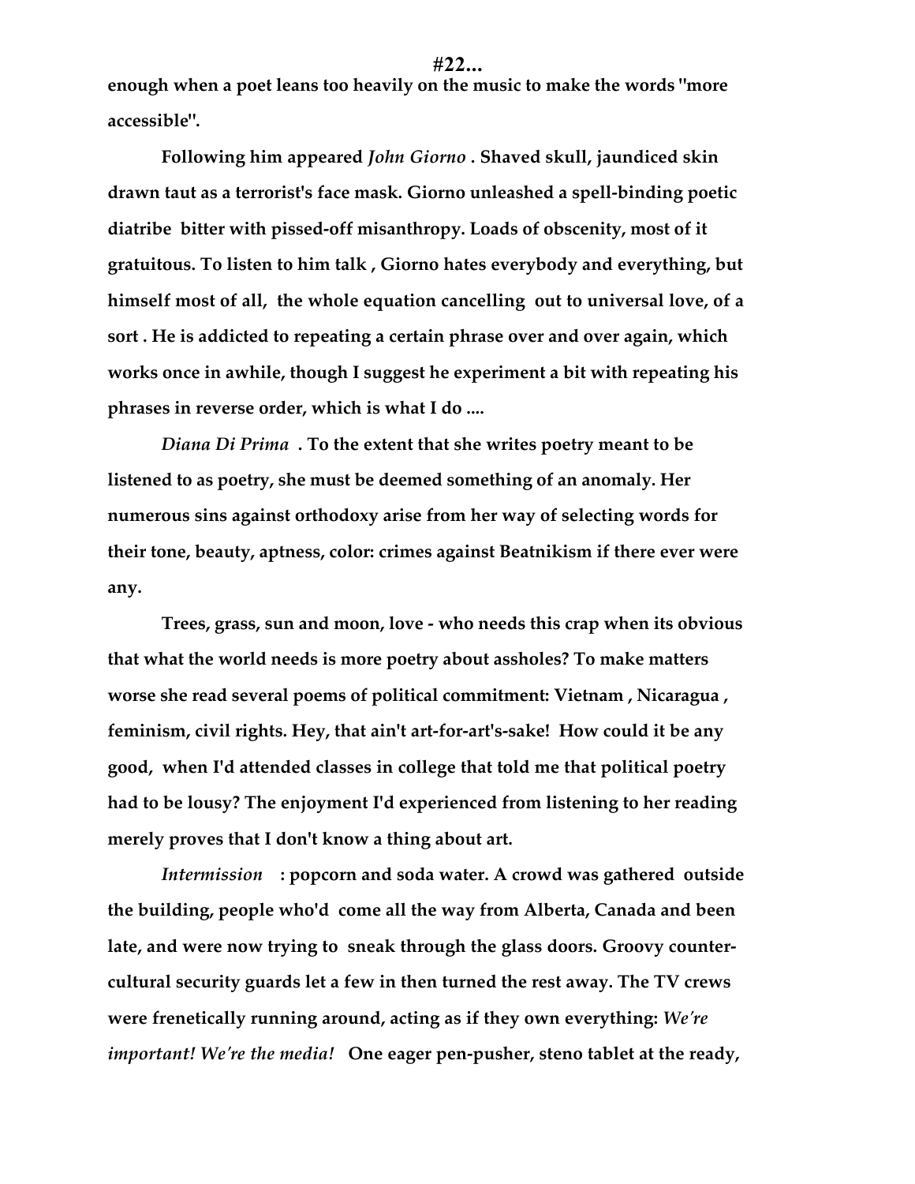**enough when a poet leans too heavily on the music to make the words "more accessible".**

**Following him appeared *John Giorno* . Shaved skull, jaundiced skin drawn taut as a terrorist's face mask. Giorno unleashed a spell-binding poetic diatribe bitter with pissed-off misanthropy. Loads of obscenity, most of it gratuitous. To listen to him talk , Giorno hates everybody and everything, but himself most of all, the whole equation cancelling out to universal love, of a sort . He is addicted to repeating a certain phrase over and over again, which works once in awhile, though I suggest he experiment a bit with repeating his phrases in reverse order, which is what I do ....**

***Diana Di Prima* . To the extent that she writes poetry meant to be listened to as poetry, she must be deemed something of an anomaly. Her numerous sins against orthodoxy arise from her way of selecting words for their tone, beauty, aptness, color: crimes against Beatnikism if there ever were any.**

**Trees, grass, sun and moon, love - who needs this crap when its obvious that what the world needs is more poetry about assholes? To make matters worse she read several poems of political commitment: Vietnam , Nicaragua , feminism, civil rights. Hey, that ain't art-for-art's-sake! How could it be any good, when I'd attended classes in college that told me that political poetry had to be lousy? The enjoyment I'd experienced from listening to her reading merely proves that I don't know a thing about art.**

***Intermission* : popcorn and soda water. A crowd was gathered outside the building, people who'd come all the way from Alberta, Canada and been late, and were now trying to sneak through the glass doors. Groovy counter-cultural security guards let a few in then turned the rest away. The TV crews were frenetically running around, acting as if they own everything: *We're important! We're the media!* One eager pen-pusher, steno tablet at the ready,**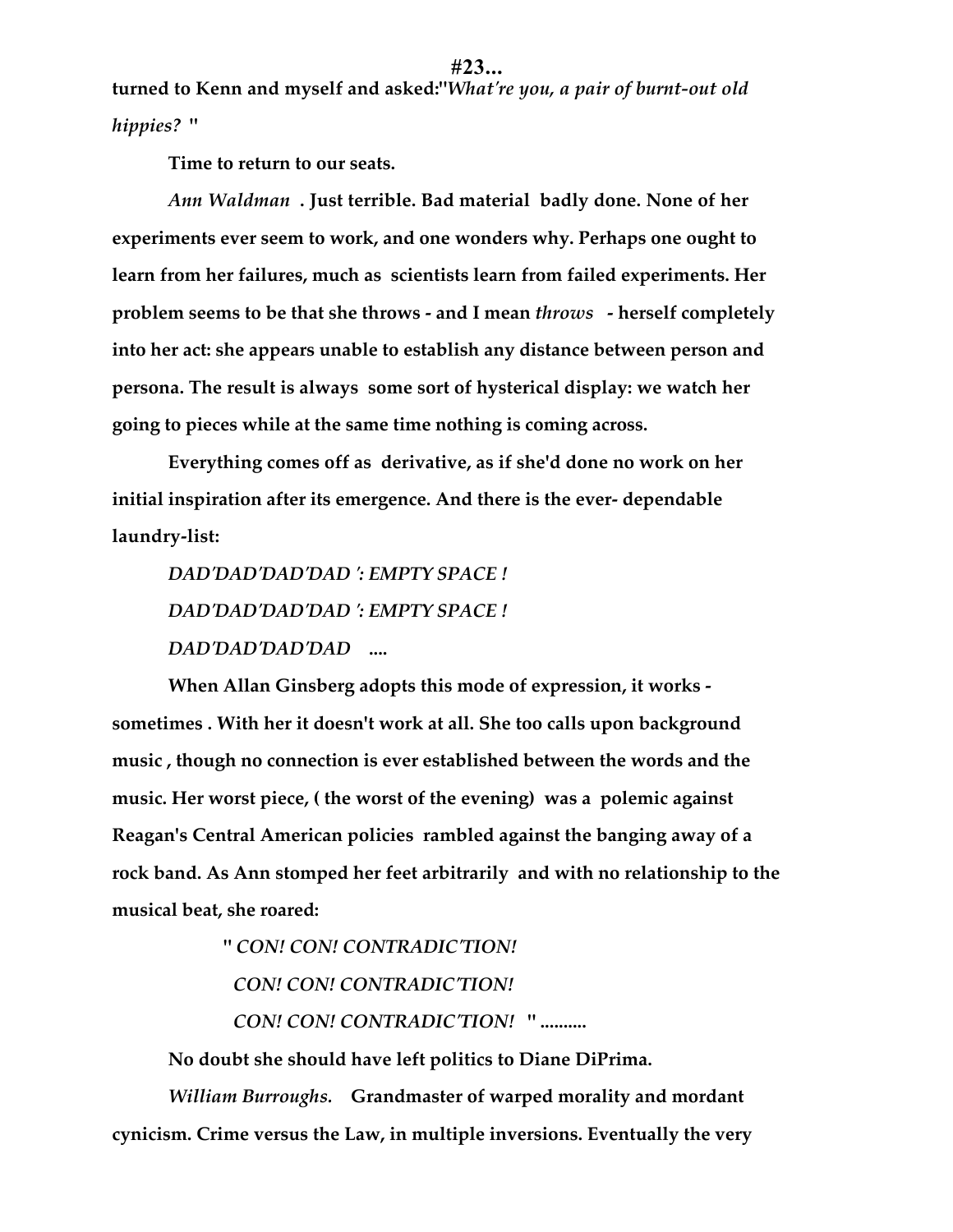turned to Kenn and myself and asked:"*What're you, a pair of burnt-out old hippies?* "

Time to return to our seats.

*Ann Waldman* . Just terrible. Bad material badly done. None of her experiments ever seem to work, and one wonders why. Perhaps one ought to learn from her failures, much as scientists learn from failed experiments. Her problem seems to be that she throws - and I mean *throws* - herself completely into her act: she appears unable to establish any distance between person and persona. The result is always some sort of hysterical display: we watch her going to pieces while at the same time nothing is coming across.

Everything comes off as derivative, as if she'd done no work on her initial inspiration after its emergence. And there is the ever- dependable laundry-list:

*DAD'DAD'DAD'DAD ': EMPTY SPACE !*

*DAD'DAD'DAD'DAD ': EMPTY SPACE !*

*DAD'DAD'DAD'DAD* ....

When Allan Ginsberg adopts this mode of expression, it works - sometimes . With her it doesn't work at all. She too calls upon background music , though no connection is ever established between the words and the music. Her worst piece, ( the worst of the evening) was a polemic against Reagan's Central American policies rambled against the banging away of a rock band. As Ann stomped her feet arbitrarily and with no relationship to the musical beat, she roared:

" *CON! CON! CONTRADIC'TION!*

*CON! CON! CONTRADIC'TION!*

*CON! CON! CONTRADIC'TION!* " ..........

No doubt she should have left politics to Diane DiPrima.

*William Burroughs.* Grandmaster of warped morality and mordant cynicism. Crime versus the Law, in multiple inversions. Eventually the very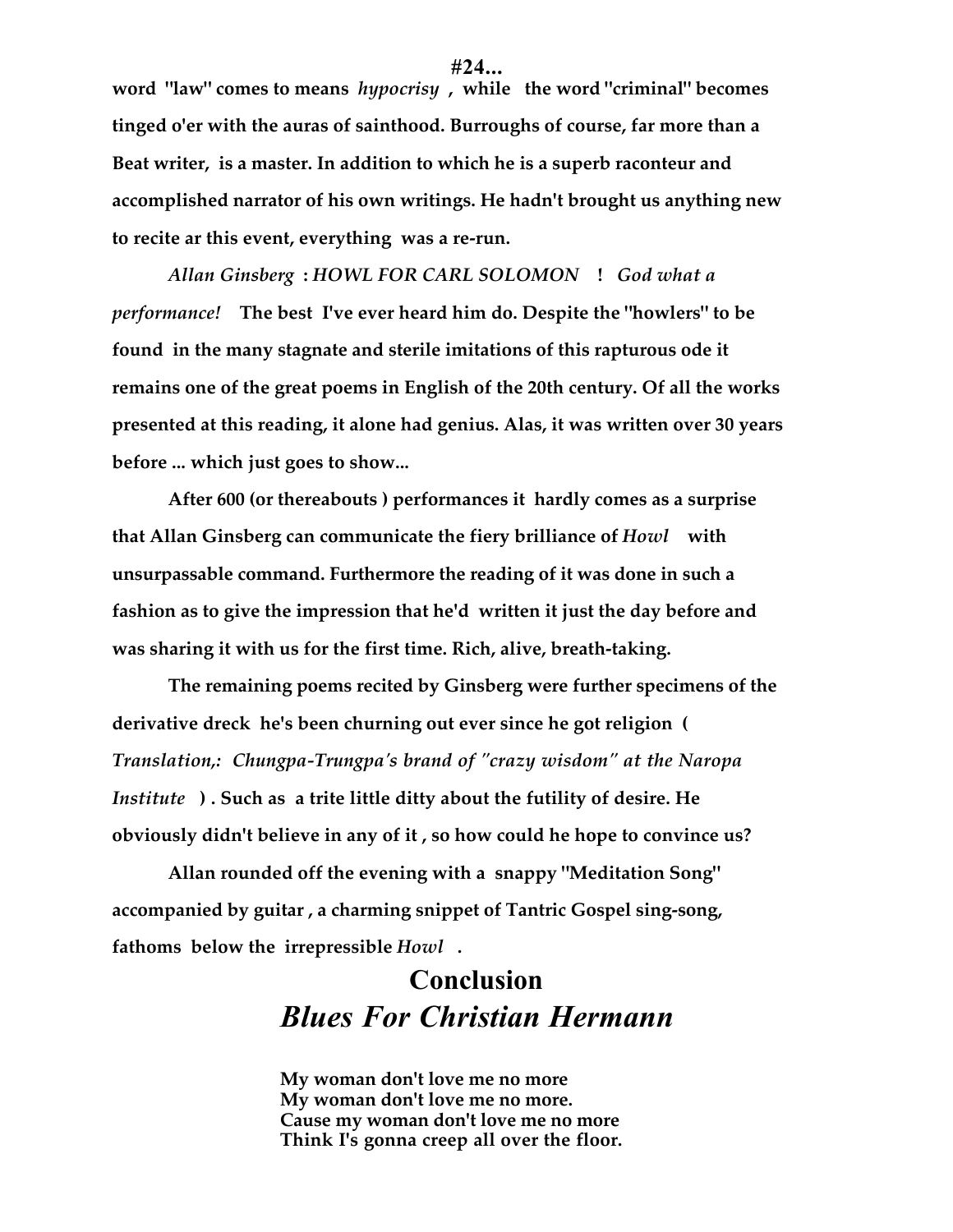**word "law" comes to means *hypocrisy* , while the word "criminal" becomes tinged o'er with the auras of sainthood. Burroughs of course, far more than a Beat writer, is a master. In addition to which he is a superb raconteur and accomplished narrator of his own writings. He hadn't brought us anything new to recite ar this event, everything was a re-run.**

***Allan Ginsberg* : *HOWL FOR CARL SOLOMON* ! *God what a performance!* The best I've ever heard him do. Despite the "howlers" to be found in the many stagnate and sterile imitations of this rapturous ode it remains one of the great poems in English of the 20th century. Of all the works presented at this reading, it alone had genius. Alas, it was written over 30 years before ... which just goes to show...**

**After 600 (or thereabouts ) performances it hardly comes as a surprise that Allan Ginsberg can communicate the fiery brilliance of *Howl* with unsurpassable command. Furthermore the reading of it was done in such a fashion as to give the impression that he'd written it just the day before and was sharing it with us for the first time. Rich, alive, breath-taking.**

**The remaining poems recited by Ginsberg were further specimens of the derivative dreck he's been churning out ever since he got religion (** *Translation,: Chungpa-Trungpa's brand of "crazy wisdom" at the Naropa Institute* **) . Such as a trite little ditty about the futility of desire. He obviously didn't believe in any of it , so how could he hope to convince us?**

**Allan rounded off the evening with a snappy "Meditation Song" accompanied by guitar , a charming snippet of Tantric Gospel sing-song, fathoms below the irrepressible *Howl* .**

## Conclusion
## *Blues For Christian Hermann*

**My woman don't love me no more**
**My woman don't love me no more.**
**Cause my woman don't love me no more**
**Think I's gonna creep all over the floor.**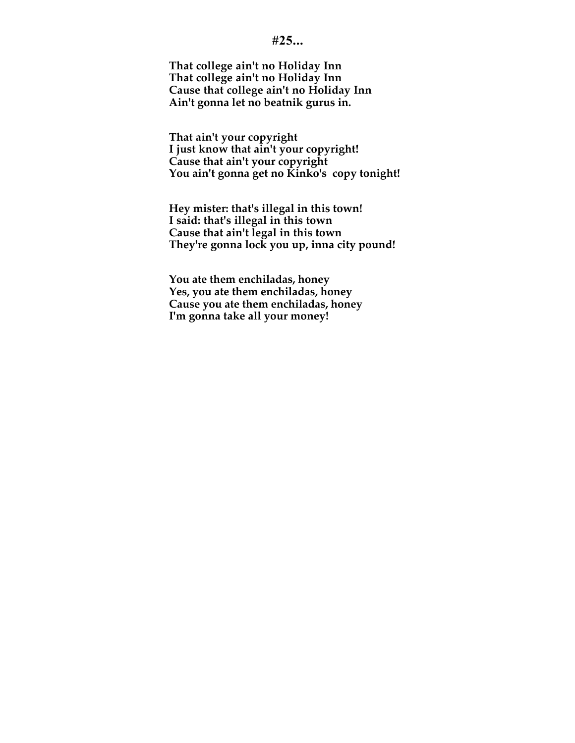#25...

**That college ain't no Holiday Inn**
**That college ain't no Holiday Inn**
**Cause that college ain't no Holiday Inn**
**Ain't gonna let no beatnik gurus in.**

**That ain't your copyright**
**I just know that ain't your copyright!**
**Cause that ain't your copyright**
**You ain't gonna get no Kinko's copy tonight!**

**Hey mister: that's illegal in this town!**
**I said: that's illegal in this town**
**Cause that ain't legal in this town**
**They're gonna lock you up, inna city pound!**

**You ate them enchiladas, honey**
**Yes, you ate them enchiladas, honey**
**Cause you ate them enchiladas, honey**
**I'm gonna take all your money!**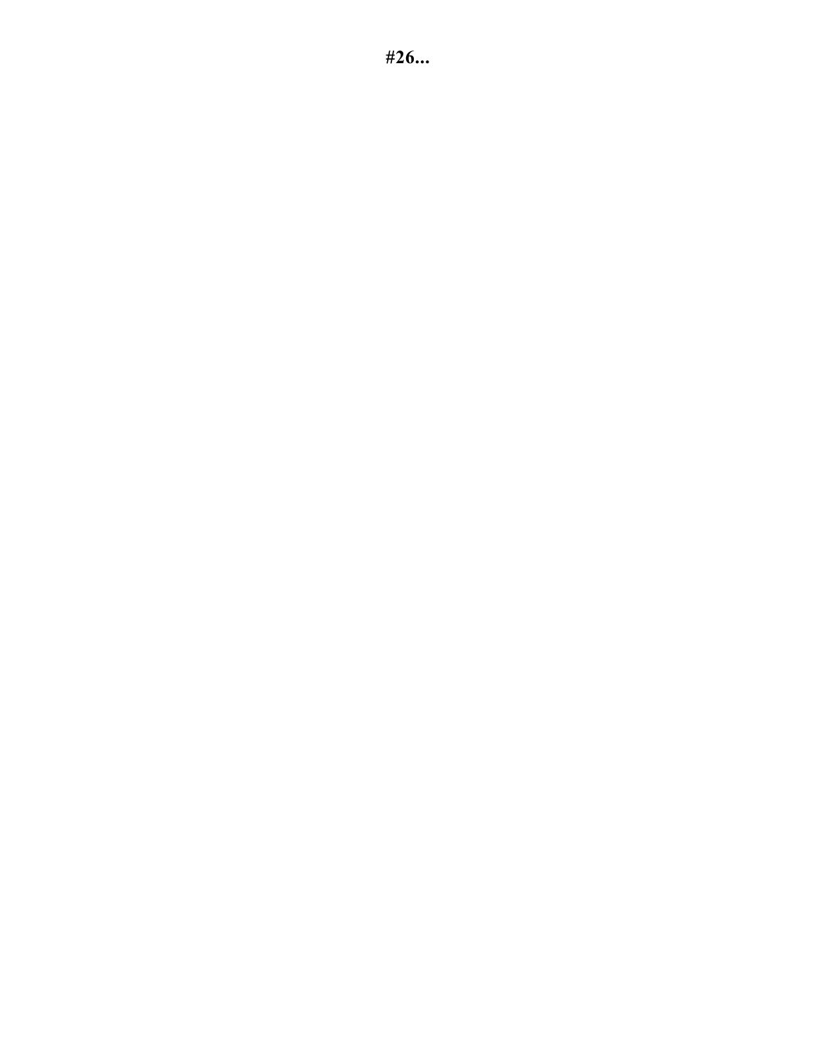**#26...**